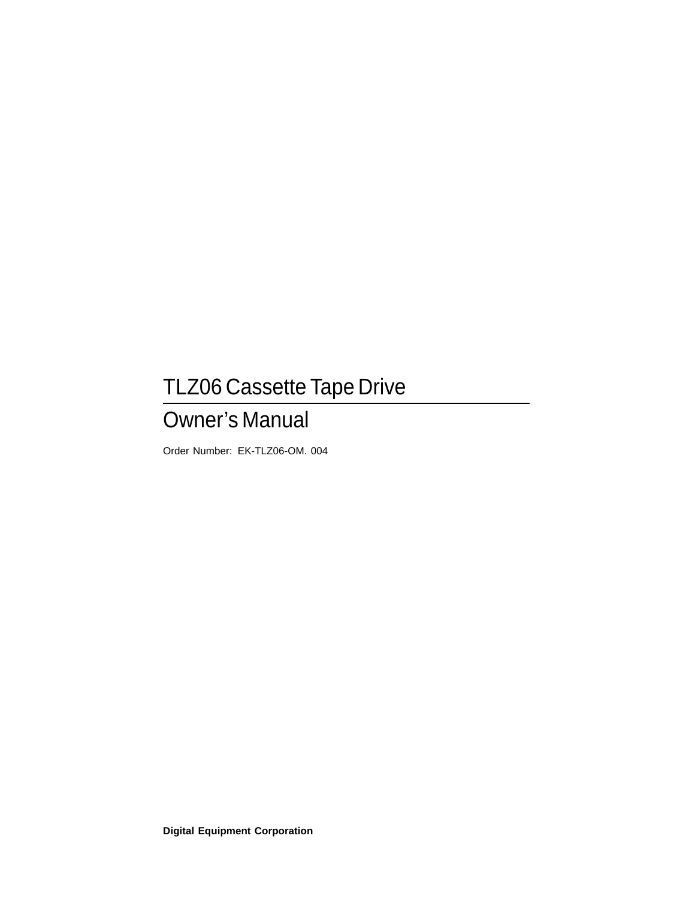# TLZ06 Cassette Tape Drive

## Owner's Manual

Order Number: EK-TLZ06-OM. 004

**Digital Equipment Corporation**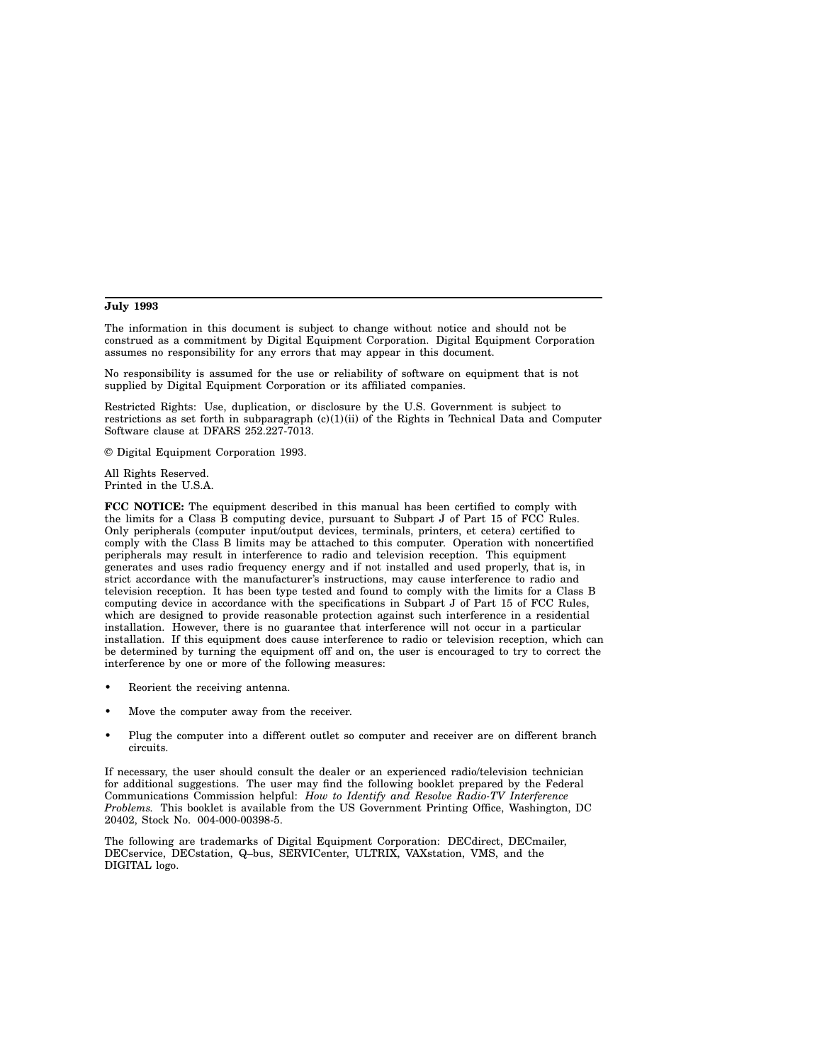**July 1993**

The information in this document is subject to change without notice and should not be construed as a commitment by Digital Equipment Corporation. Digital Equipment Corporation assumes no responsibility for any errors that may appear in this document.

No responsibility is assumed for the use or reliability of software on equipment that is not supplied by Digital Equipment Corporation or its affiliated companies.

Restricted Rights: Use, duplication, or disclosure by the U.S. Government is subject to restrictions as set forth in subparagraph (c)(1)(ii) of the Rights in Technical Data and Computer Software clause at DFARS 252.227-7013.

© Digital Equipment Corporation 1993.

All Rights Reserved.
Printed in the U.S.A.

**FCC NOTICE:** The equipment described in this manual has been certified to comply with the limits for a Class B computing device, pursuant to Subpart J of Part 15 of FCC Rules. Only peripherals (computer input/output devices, terminals, printers, et cetera) certified to comply with the Class B limits may be attached to this computer. Operation with noncertified peripherals may result in interference to radio and television reception. This equipment generates and uses radio frequency energy and if not installed and used properly, that is, in strict accordance with the manufacturer's instructions, may cause interference to radio and television reception. It has been type tested and found to comply with the limits for a Class B computing device in accordance with the specifications in Subpart J of Part 15 of FCC Rules, which are designed to provide reasonable protection against such interference in a residential installation. However, there is no guarantee that interference will not occur in a particular installation. If this equipment does cause interference to radio or television reception, which can be determined by turning the equipment off and on, the user is encouraged to try to correct the interference by one or more of the following measures:

- Reorient the receiving antenna.
- Move the computer away from the receiver.
- Plug the computer into a different outlet so computer and receiver are on different branch circuits.

If necessary, the user should consult the dealer or an experienced radio/television technician for additional suggestions. The user may find the following booklet prepared by the Federal Communications Commission helpful: *How to Identify and Resolve Radio-TV Interference Problems.* This booklet is available from the US Government Printing Office, Washington, DC 20402, Stock No. 004-000-00398-5.

The following are trademarks of Digital Equipment Corporation: DECdirect, DECmailer, DECservice, DECstation, Q–bus, SERVICenter, ULTRIX, VAXstation, VMS, and the DIGITAL logo.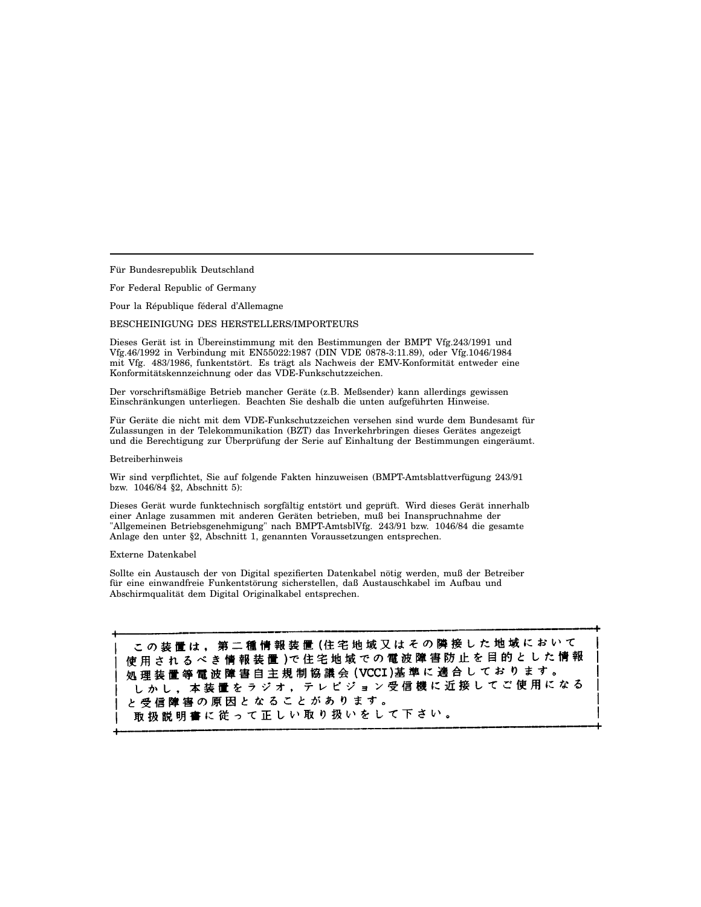---

Für Bundesrepublik Deutschland

For Federal Republic of Germany

Pour la République féderal d'Allemagne

BESCHEINIGUNG DES HERSTELLERS/IMPORTEURS

Dieses Gerät ist in Übereinstimmung mit den Bestimmungen der BMPT Vfg.243/1991 und Vfg.46/1992 in Verbindung mit EN55022:1987 (DIN VDE 0878-3:11.89), oder Vfg.1046/1984 mit Vfg. 483/1986, funkentstört. Es trägt als Nachweis der EMV-Konformität entweder eine Konformitätskennzeichnung oder das VDE-Funkschutzzeichen.

Der vorschriftsmäßige Betrieb mancher Geräte (z.B. Meßsender) kann allerdings gewissen Einschränkungen unterliegen. Beachten Sie deshalb die unten aufgeführten Hinweise.

Für Geräte die nicht mit dem VDE-Funkschutzzeichen versehen sind wurde dem Bundesamt für Zulassungen in der Telekommunikation (BZT) das Inverkehrbringen dieses Gerätes angezeigt und die Berechtigung zur Überprüfung der Serie auf Einhaltung der Bestimmungen eingeräumt.

Betreiberhinweis

Wir sind verpflichtet, Sie auf folgende Fakten hinzuweisen (BMPT-Amtsblattverfügung 243/91 bzw. 1046/84 §2, Abschnitt 5):

Dieses Gerät wurde funktechnisch sorgfältig entstört und geprüft. Wird dieses Gerät innerhalb einer Anlage zusammen mit anderen Geräten betrieben, muß bei Inanspruchnahme der "Allgemeinen Betriebsgenehmigung" nach BMPT-AmtsblVfg. 243/91 bzw. 1046/84 die gesamte Anlage den unter §2, Abschnitt 1, genannten Voraussetzungen entsprechen.

Externe Datenkabel

Sollte ein Austausch der von Digital spezifierten Datenkabel nötig werden, muß der Betreiber für eine einwandfreie Funkentstörung sicherstellen, daß Austauschkabel im Aufbau und Abschirmqualität dem Digital Originalkabel entsprechen.

この装置は，第二種情報装置（住宅地域又はその隣接した地域において使用されるべき情報装置）で住宅地域での電波障害防止を目的とした情報処理装置等電波障害自主規制協議会（VCCI）基準に適合しております。
しかし，本装置をラジオ，テレビジョン受信機に近接してご使用になると受信障害の原因となることがあります。
取扱説明書に従って正しい取り扱いをして下さい。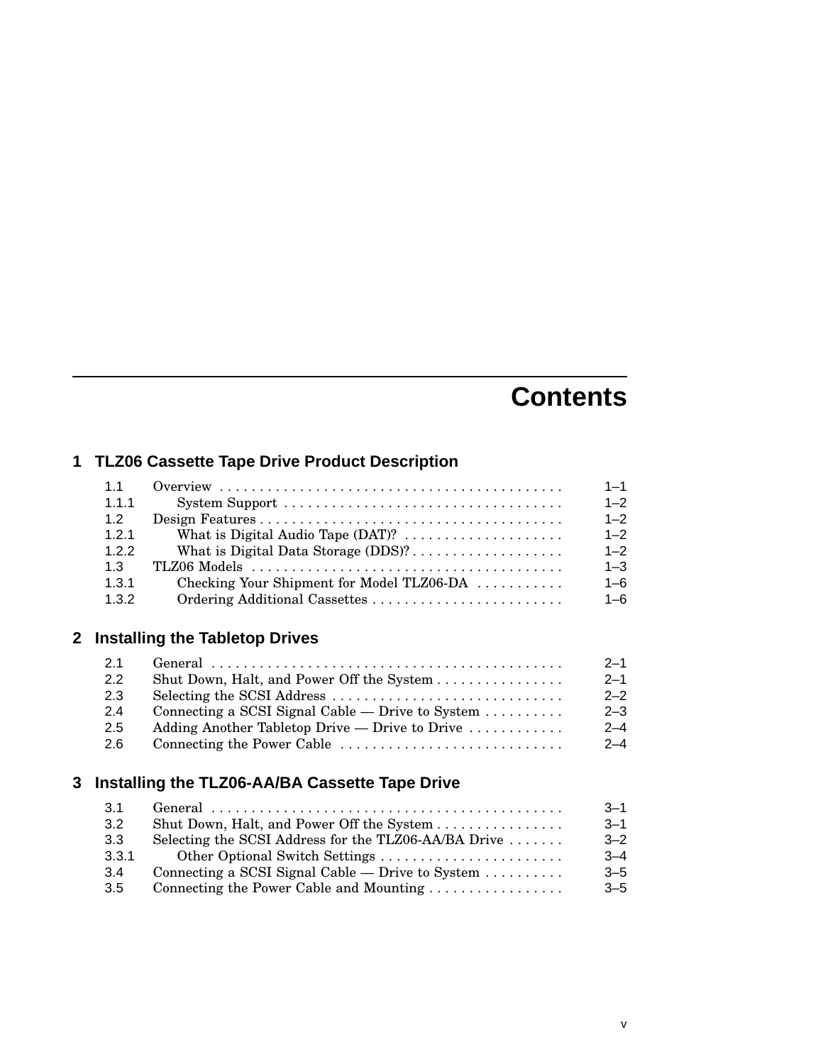# Contents

## 1 TLZ06 Cassette Tape Drive Product Description

| | | |
|---|---|---|
| 1.1 | Overview | 1–1 |
| 1.1.1 | System Support | 1–2 |
| 1.2 | Design Features | 1–2 |
| 1.2.1 | What is Digital Audio Tape (DAT)? | 1–2 |
| 1.2.2 | What is Digital Data Storage (DDS)? | 1–2 |
| 1.3 | TLZ06 Models | 1–3 |
| 1.3.1 | Checking Your Shipment for Model TLZ06-DA | 1–6 |
| 1.3.2 | Ordering Additional Cassettes | 1–6 |

## 2 Installing the Tabletop Drives

| | | |
|---|---|---|
| 2.1 | General | 2–1 |
| 2.2 | Shut Down, Halt, and Power Off the System | 2–1 |
| 2.3 | Selecting the SCSI Address | 2–2 |
| 2.4 | Connecting a SCSI Signal Cable — Drive to System | 2–3 |
| 2.5 | Adding Another Tabletop Drive — Drive to Drive | 2–4 |
| 2.6 | Connecting the Power Cable | 2–4 |

## 3 Installing the TLZ06-AA/BA Cassette Tape Drive

| | | |
|---|---|---|
| 3.1 | General | 3–1 |
| 3.2 | Shut Down, Halt, and Power Off the System | 3–1 |
| 3.3 | Selecting the SCSI Address for the TLZ06-AA/BA Drive | 3–2 |
| 3.3.1 | Other Optional Switch Settings | 3–4 |
| 3.4 | Connecting a SCSI Signal Cable — Drive to System | 3–5 |
| 3.5 | Connecting the Power Cable and Mounting | 3–5 |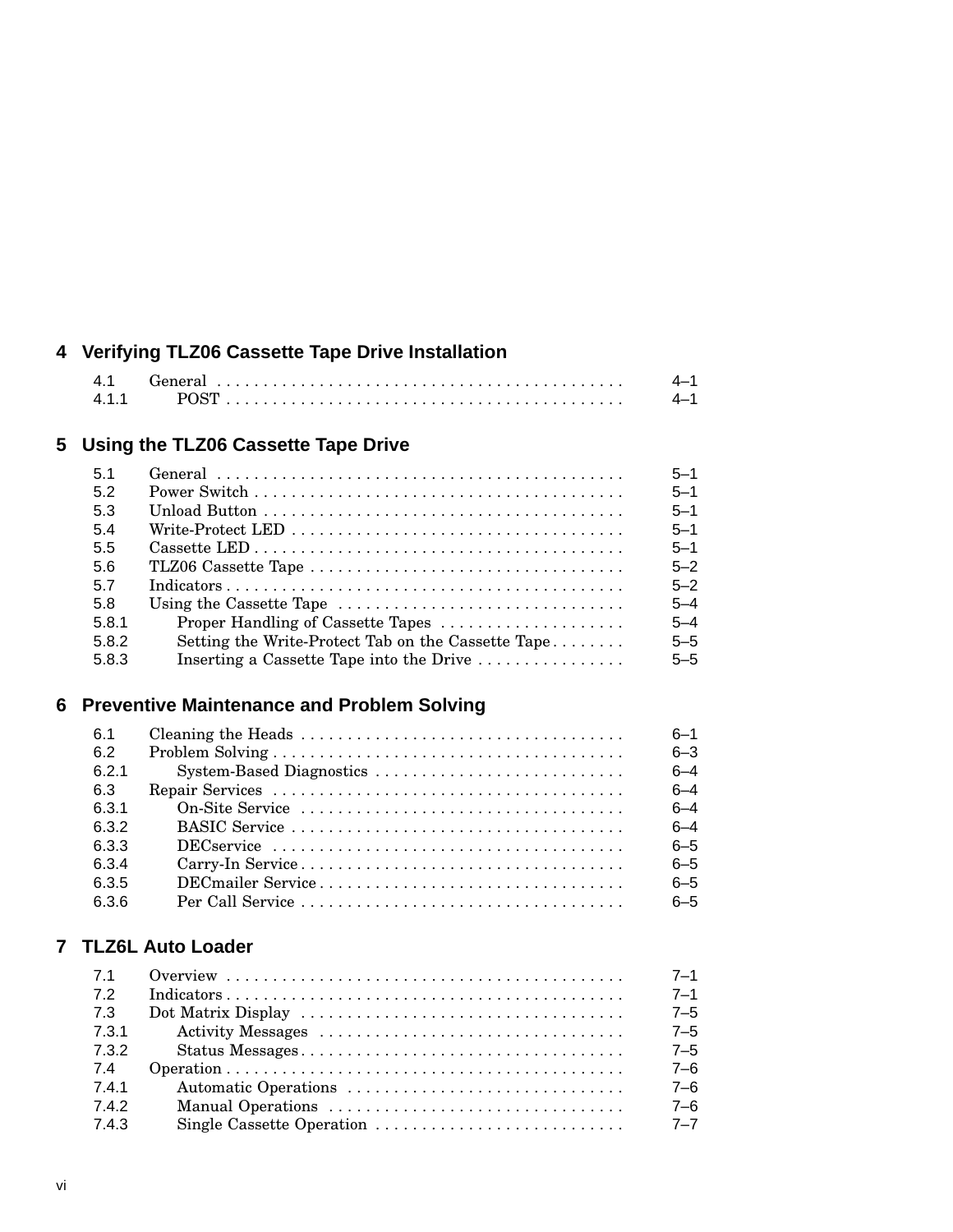## 4 Verifying TLZ06 Cassette Tape Drive Installation

| | | |
|---|---|---|
| 4.1 | General | 4–1 |
| 4.1.1 | POST | 4–1 |

## 5 Using the TLZ06 Cassette Tape Drive

| | | |
|---|---|---|
| 5.1 | General | 5–1 |
| 5.2 | Power Switch | 5–1 |
| 5.3 | Unload Button | 5–1 |
| 5.4 | Write-Protect LED | 5–1 |
| 5.5 | Cassette LED | 5–1 |
| 5.6 | TLZ06 Cassette Tape | 5–2 |
| 5.7 | Indicators | 5–2 |
| 5.8 | Using the Cassette Tape | 5–4 |
| 5.8.1 | Proper Handling of Cassette Tapes | 5–4 |
| 5.8.2 | Setting the Write-Protect Tab on the Cassette Tape | 5–5 |
| 5.8.3 | Inserting a Cassette Tape into the Drive | 5–5 |

## 6 Preventive Maintenance and Problem Solving

| | | |
|---|---|---|
| 6.1 | Cleaning the Heads | 6–1 |
| 6.2 | Problem Solving | 6–3 |
| 6.2.1 | System-Based Diagnostics | 6–4 |
| 6.3 | Repair Services | 6–4 |
| 6.3.1 | On-Site Service | 6–4 |
| 6.3.2 | BASIC Service | 6–4 |
| 6.3.3 | DECservice | 6–5 |
| 6.3.4 | Carry-In Service | 6–5 |
| 6.3.5 | DECmailer Service | 6–5 |
| 6.3.6 | Per Call Service | 6–5 |

## 7 TLZ6L Auto Loader

| | | |
|---|---|---|
| 7.1 | Overview | 7–1 |
| 7.2 | Indicators | 7–1 |
| 7.3 | Dot Matrix Display | 7–5 |
| 7.3.1 | Activity Messages | 7–5 |
| 7.3.2 | Status Messages | 7–5 |
| 7.4 | Operation | 7–6 |
| 7.4.1 | Automatic Operations | 7–6 |
| 7.4.2 | Manual Operations | 7–6 |
| 7.4.3 | Single Cassette Operation | 7–7 |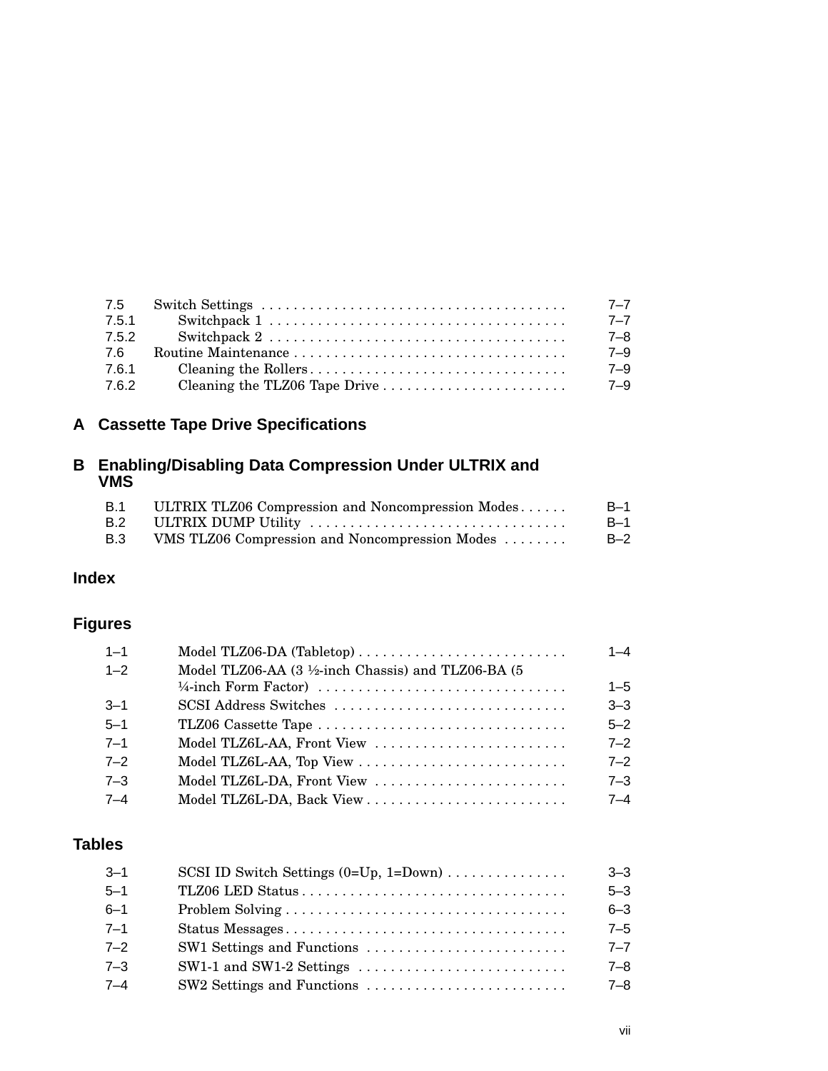| | | |
|---|---|---|
| 7.5 | Switch Settings | 7–7 |
| 7.5.1 | Switchpack 1 | 7–7 |
| 7.5.2 | Switchpack 2 | 7–8 |
| 7.6 | Routine Maintenance | 7–9 |
| 7.6.1 | Cleaning the Rollers | 7–9 |
| 7.6.2 | Cleaning the TLZ06 Tape Drive | 7–9 |

## A Cassette Tape Drive Specifications

## B Enabling/Disabling Data Compression Under ULTRIX and VMS

| | | |
|---|---|---|
| B.1 | ULTRIX TLZ06 Compression and Noncompression Modes | B–1 |
| B.2 | ULTRIX DUMP Utility | B–1 |
| B.3 | VMS TLZ06 Compression and Noncompression Modes | B–2 |

## Index

## Figures

| | | |
|---|---|---|
| 1–1 | Model TLZ06-DA (Tabletop) | 1–4 |
| 1–2 | Model TLZ06-AA (3 ½-inch Chassis) and TLZ06-BA (5 ¼-inch Form Factor) | 1–5 |
| 3–1 | SCSI Address Switches | 3–3 |
| 5–1 | TLZ06 Cassette Tape | 5–2 |
| 7–1 | Model TLZ6L-AA, Front View | 7–2 |
| 7–2 | Model TLZ6L-AA, Top View | 7–2 |
| 7–3 | Model TLZ6L-DA, Front View | 7–3 |
| 7–4 | Model TLZ6L-DA, Back View | 7–4 |

## Tables

| | | |
|---|---|---|
| 3–1 | SCSI ID Switch Settings (0=Up, 1=Down) | 3–3 |
| 5–1 | TLZ06 LED Status | 5–3 |
| 6–1 | Problem Solving | 6–3 |
| 7–1 | Status Messages | 7–5 |
| 7–2 | SW1 Settings and Functions | 7–7 |
| 7–3 | SW1-1 and SW1-2 Settings | 7–8 |
| 7–4 | SW2 Settings and Functions | 7–8 |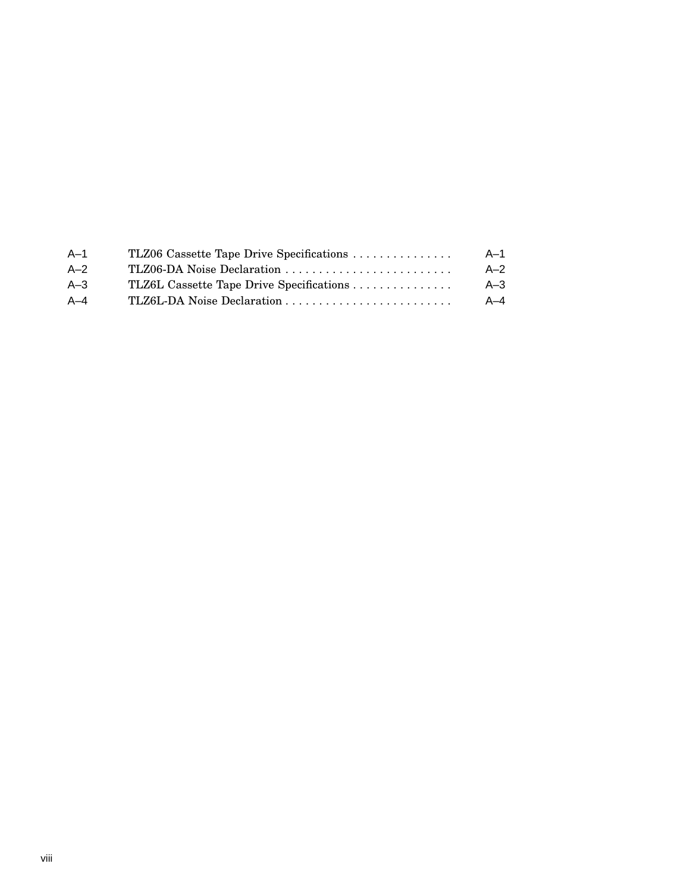| | | |
|---|---|---|
| A–1 | TLZ06 Cassette Tape Drive Specifications | A–1 |
| A–2 | TLZ06-DA Noise Declaration | A–2 |
| A–3 | TLZ6L Cassette Tape Drive Specifications | A–3 |
| A–4 | TLZ6L-DA Noise Declaration | A–4 |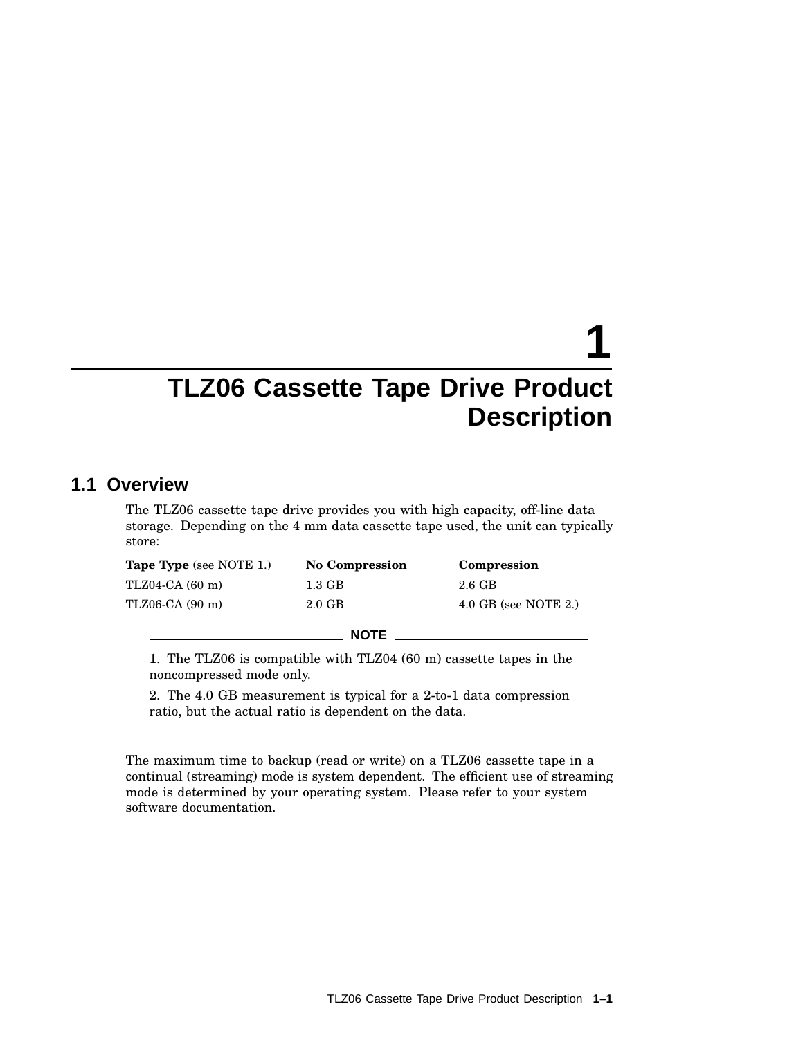// 1

# TLZ06 Cassette Tape Drive Product Description

## 1.1 Overview

The TLZ06 cassette tape drive provides you with high capacity, off-line data storage. Depending on the 4 mm data cassette tape used, the unit can typically store:

| **Tape Type** (see NOTE 1.) | **No Compression** | **Compression** |
|---|---|---|
| TLZ04-CA (60 m) | 1.3 GB | 2.6 GB |
| TLZ06-CA (90 m) | 2.0 GB | 4.0 GB (see NOTE 2.) |

**NOTE**

1. The TLZ06 is compatible with TLZ04 (60 m) cassette tapes in the noncompressed mode only.

2. The 4.0 GB measurement is typical for a 2-to-1 data compression ratio, but the actual ratio is dependent on the data.

The maximum time to backup (read or write) on a TLZ06 cassette tape in a continual (streaming) mode is system dependent. The efficient use of streaming mode is determined by your operating system. Please refer to your system software documentation.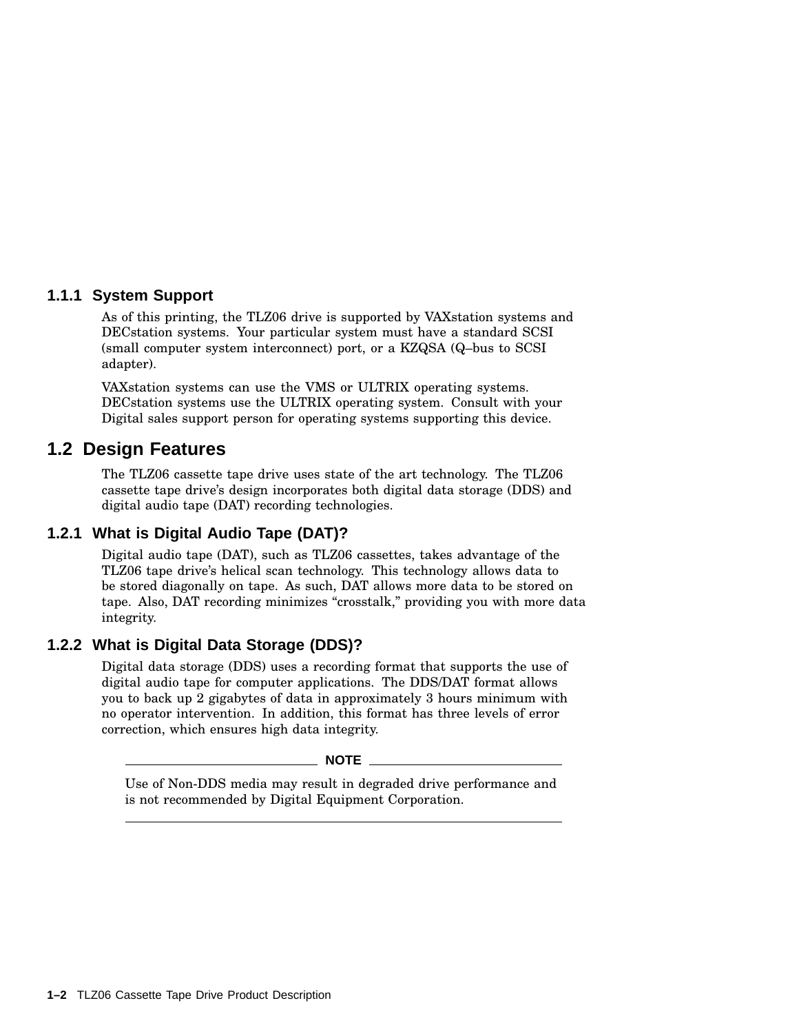### 1.1.1 System Support

As of this printing, the TLZ06 drive is supported by VAXstation systems and DECstation systems. Your particular system must have a standard SCSI (small computer system interconnect) port, or a KZQSA (Q–bus to SCSI adapter).

VAXstation systems can use the VMS or ULTRIX operating systems. DECstation systems use the ULTRIX operating system. Consult with your Digital sales support person for operating systems supporting this device.

## 1.2 Design Features

The TLZ06 cassette tape drive uses state of the art technology. The TLZ06 cassette tape drive's design incorporates both digital data storage (DDS) and digital audio tape (DAT) recording technologies.

### 1.2.1 What is Digital Audio Tape (DAT)?

Digital audio tape (DAT), such as TLZ06 cassettes, takes advantage of the TLZ06 tape drive's helical scan technology. This technology allows data to be stored diagonally on tape. As such, DAT allows more data to be stored on tape. Also, DAT recording minimizes "crosstalk," providing you with more data integrity.

### 1.2.2 What is Digital Data Storage (DDS)?

Digital data storage (DDS) uses a recording format that supports the use of digital audio tape for computer applications. The DDS/DAT format allows you to back up 2 gigabytes of data in approximately 3 hours minimum with no operator intervention. In addition, this format has three levels of error correction, which ensures high data integrity.

**NOTE**

Use of Non-DDS media may result in degraded drive performance and is not recommended by Digital Equipment Corporation.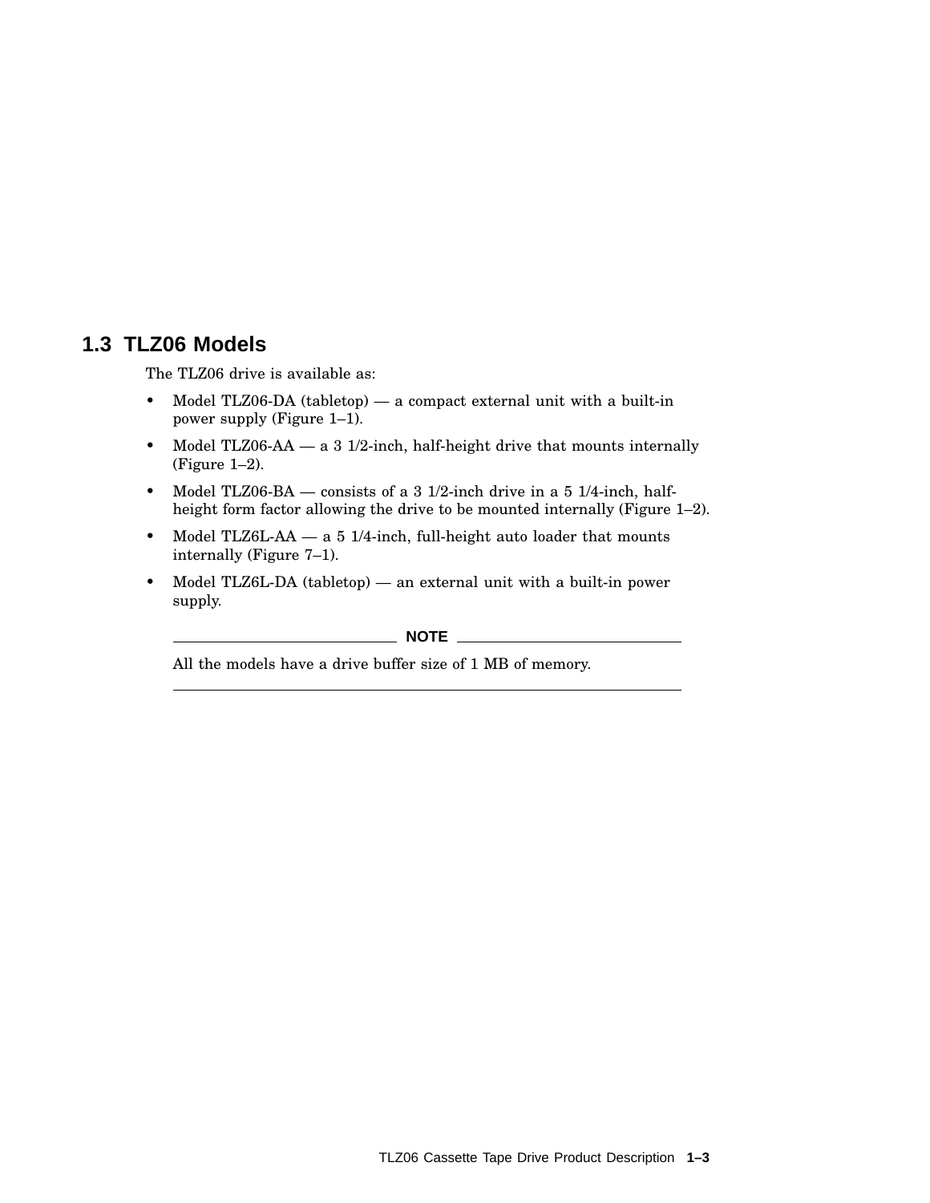## 1.3 TLZ06 Models

The TLZ06 drive is available as:

- Model TLZ06-DA (tabletop) — a compact external unit with a built-in power supply (Figure 1–1).
- Model TLZ06-AA — a 3 1/2-inch, half-height drive that mounts internally (Figure 1–2).
- Model TLZ06-BA — consists of a 3 1/2-inch drive in a 5 1/4-inch, half-height form factor allowing the drive to be mounted internally (Figure 1–2).
- Model TLZ6L-AA — a 5 1/4-inch, full-height auto loader that mounts internally (Figure 7–1).
- Model TLZ6L-DA (tabletop) — an external unit with a built-in power supply.

**NOTE**

All the models have a drive buffer size of 1 MB of memory.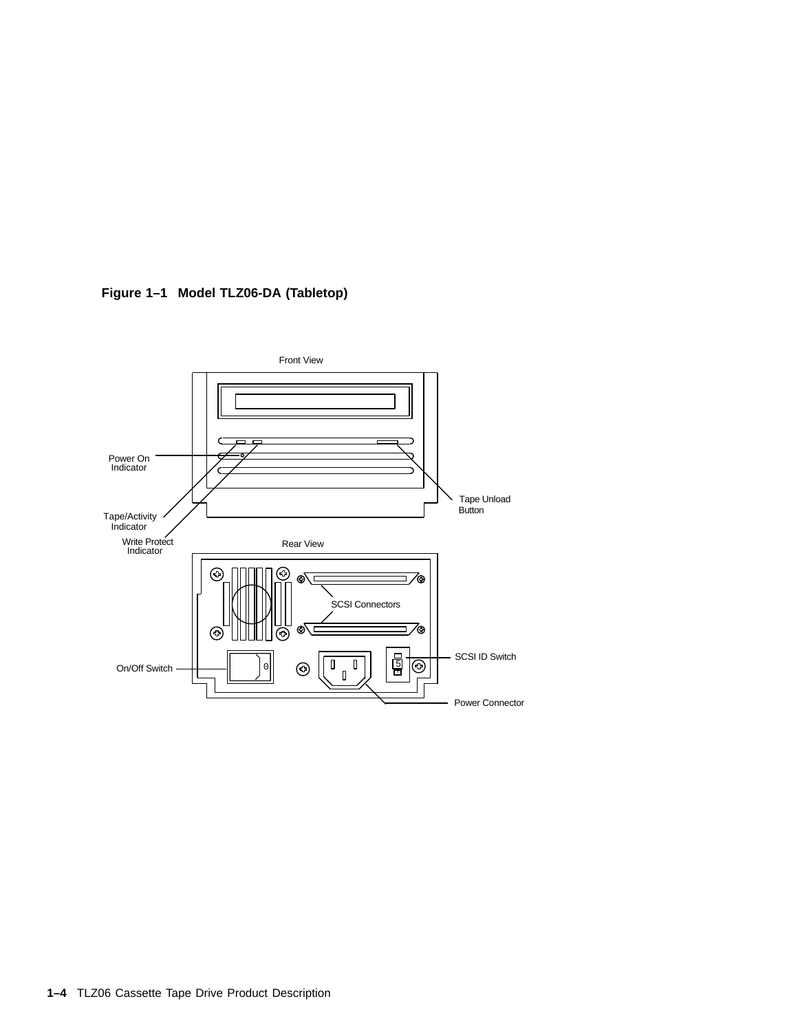**Figure 1–1 Model TLZ06-DA (Tabletop)**

Front View

Power On Indicator

Tape/Activity Indicator

Write Protect Indicator

Tape Unload Button

Rear View

SCSI Connectors

SCSI ID Switch

On/Off Switch

Power Connector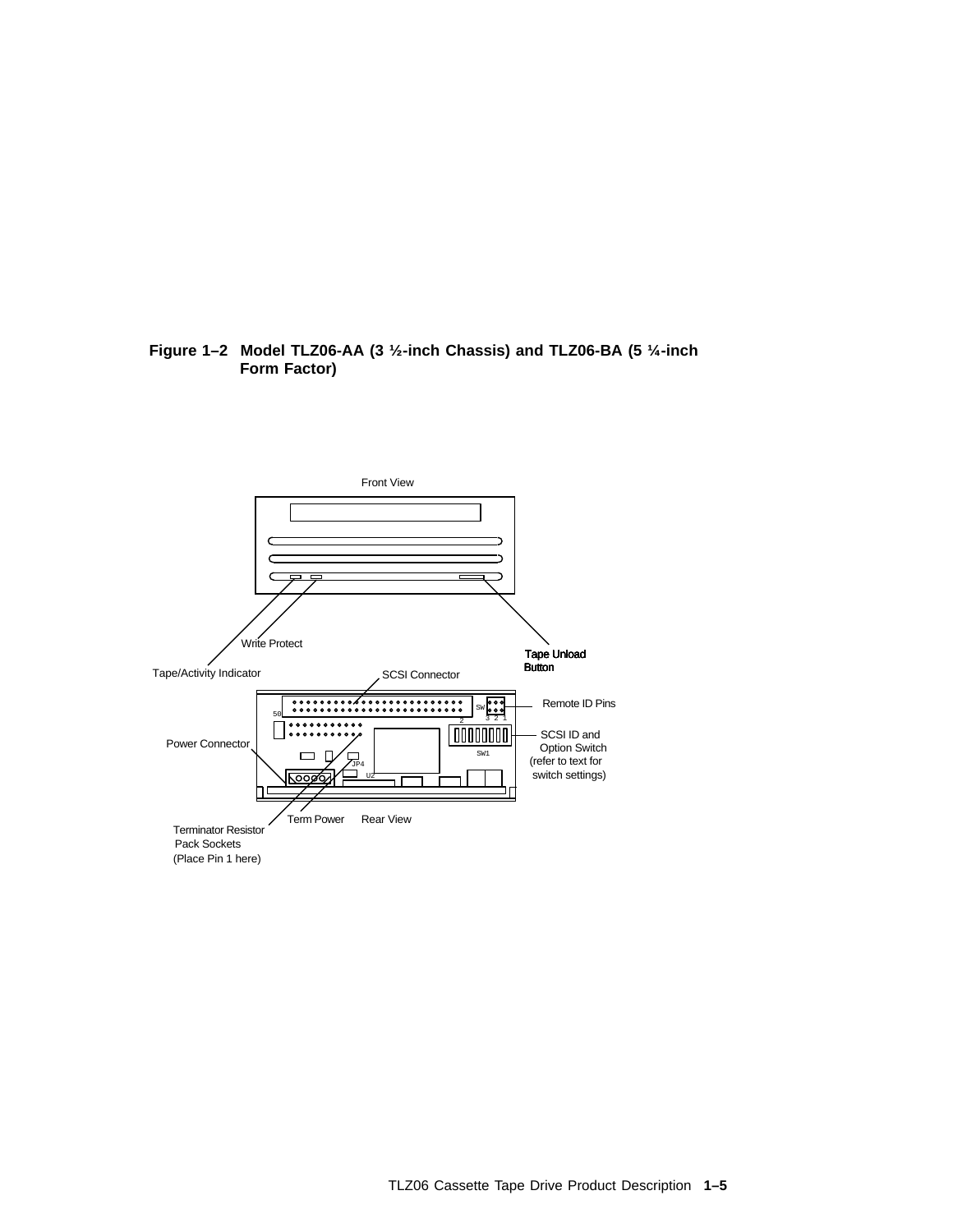**Figure 1–2 Model TLZ06-AA (3 ½-inch Chassis) and TLZ06-BA (5 ¼-inch Form Factor)**

Front View

Write Protect

Tape/Activity Indicator

Tape Unload Button

SCSI Connector

Remote ID Pins

SCSI ID and Option Switch (refer to text for switch settings)

Power Connector

Term Power

Rear View

Terminator Resistor Pack Sockets (Place Pin 1 here)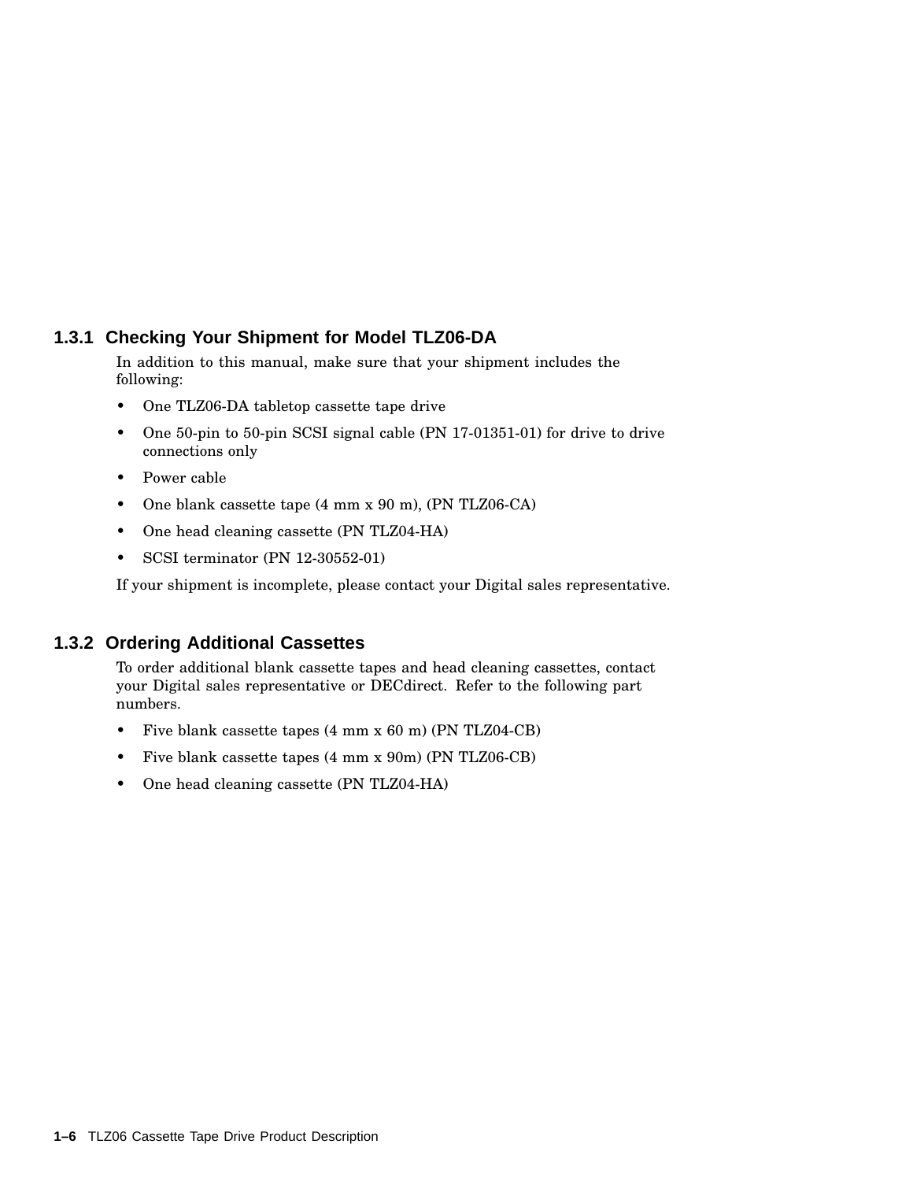### 1.3.1 Checking Your Shipment for Model TLZ06-DA

In addition to this manual, make sure that your shipment includes the following:

- One TLZ06-DA tabletop cassette tape drive
- One 50-pin to 50-pin SCSI signal cable (PN 17-01351-01) for drive to drive connections only
- Power cable
- One blank cassette tape (4 mm x 90 m), (PN TLZ06-CA)
- One head cleaning cassette (PN TLZ04-HA)
- SCSI terminator (PN 12-30552-01)

If your shipment is incomplete, please contact your Digital sales representative.

### 1.3.2 Ordering Additional Cassettes

To order additional blank cassette tapes and head cleaning cassettes, contact your Digital sales representative or DECdirect. Refer to the following part numbers.

- Five blank cassette tapes (4 mm x 60 m) (PN TLZ04-CB)
- Five blank cassette tapes (4 mm x 90m) (PN TLZ06-CB)
- One head cleaning cassette (PN TLZ04-HA)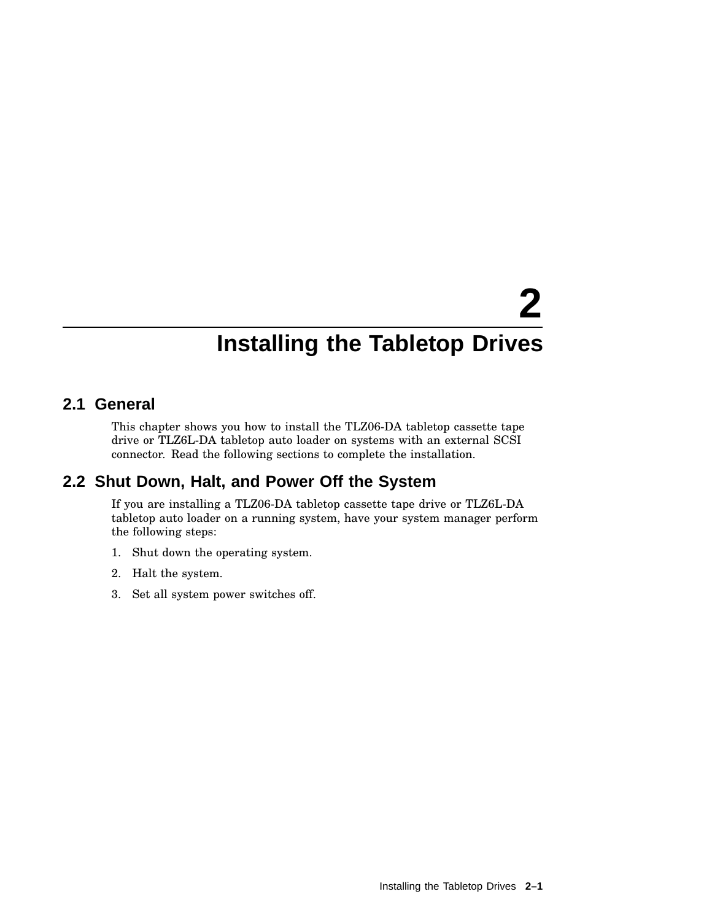# 2 Installing the Tabletop Drives

## 2.1 General

This chapter shows you how to install the TLZ06-DA tabletop cassette tape drive or TLZ6L-DA tabletop auto loader on systems with an external SCSI connector. Read the following sections to complete the installation.

## 2.2 Shut Down, Halt, and Power Off the System

If you are installing a TLZ06-DA tabletop cassette tape drive or TLZ6L-DA tabletop auto loader on a running system, have your system manager perform the following steps:

1. Shut down the operating system.
2. Halt the system.
3. Set all system power switches off.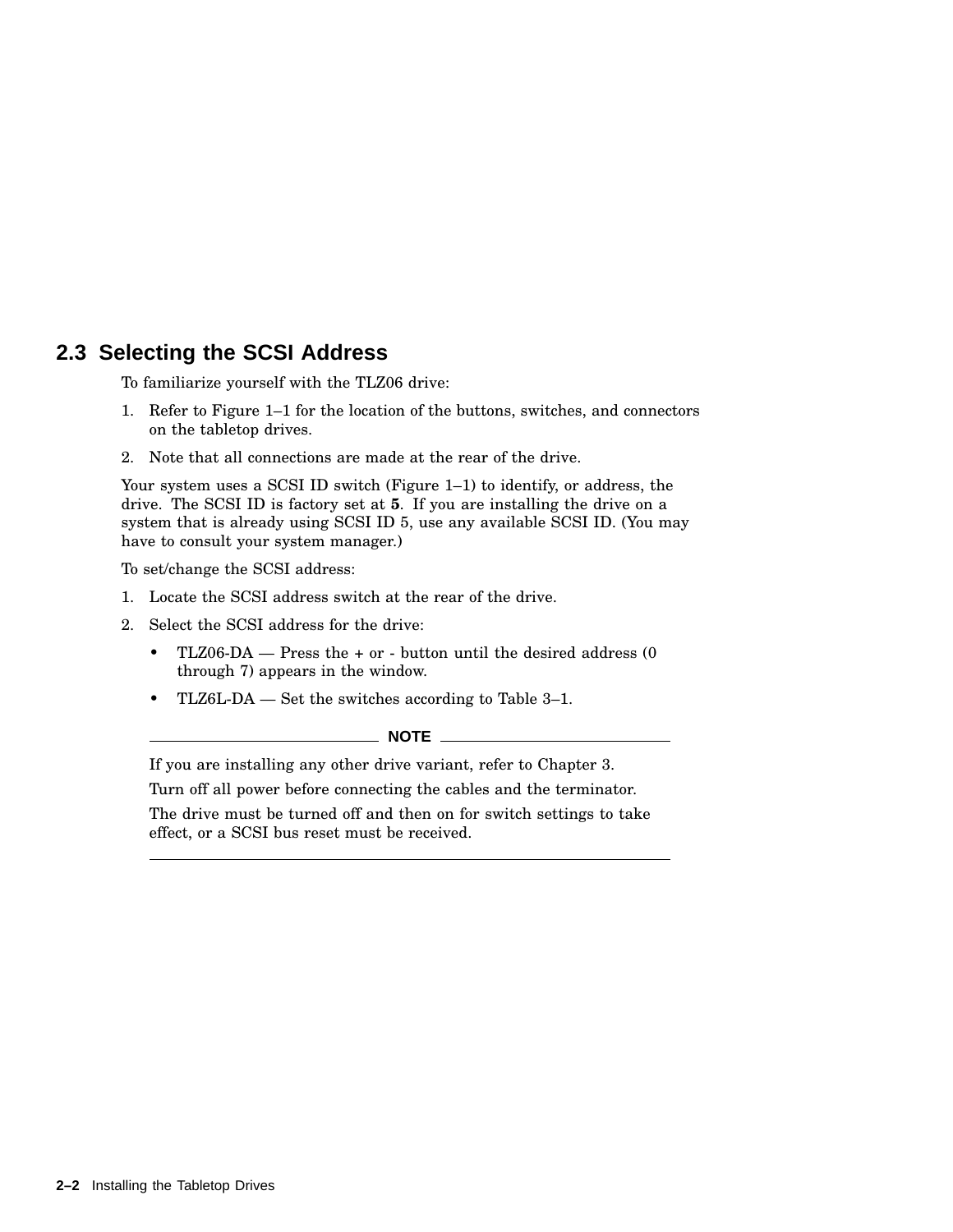## 2.3 Selecting the SCSI Address

To familiarize yourself with the TLZ06 drive:

1. Refer to Figure 1–1 for the location of the buttons, switches, and connectors on the tabletop drives.
2. Note that all connections are made at the rear of the drive.

Your system uses a SCSI ID switch (Figure 1–1) to identify, or address, the drive. The SCSI ID is factory set at **5**. If you are installing the drive on a system that is already using SCSI ID 5, use any available SCSI ID. (You may have to consult your system manager.)

To set/change the SCSI address:

1. Locate the SCSI address switch at the rear of the drive.
2. Select the SCSI address for the drive:
   - TLZ06-DA — Press the + or - button until the desired address (0 through 7) appears in the window.
   - TLZ6L-DA — Set the switches according to Table 3–1.

---

**NOTE**

If you are installing any other drive variant, refer to Chapter 3.

Turn off all power before connecting the cables and the terminator.

The drive must be turned off and then on for switch settings to take effect, or a SCSI bus reset must be received.

---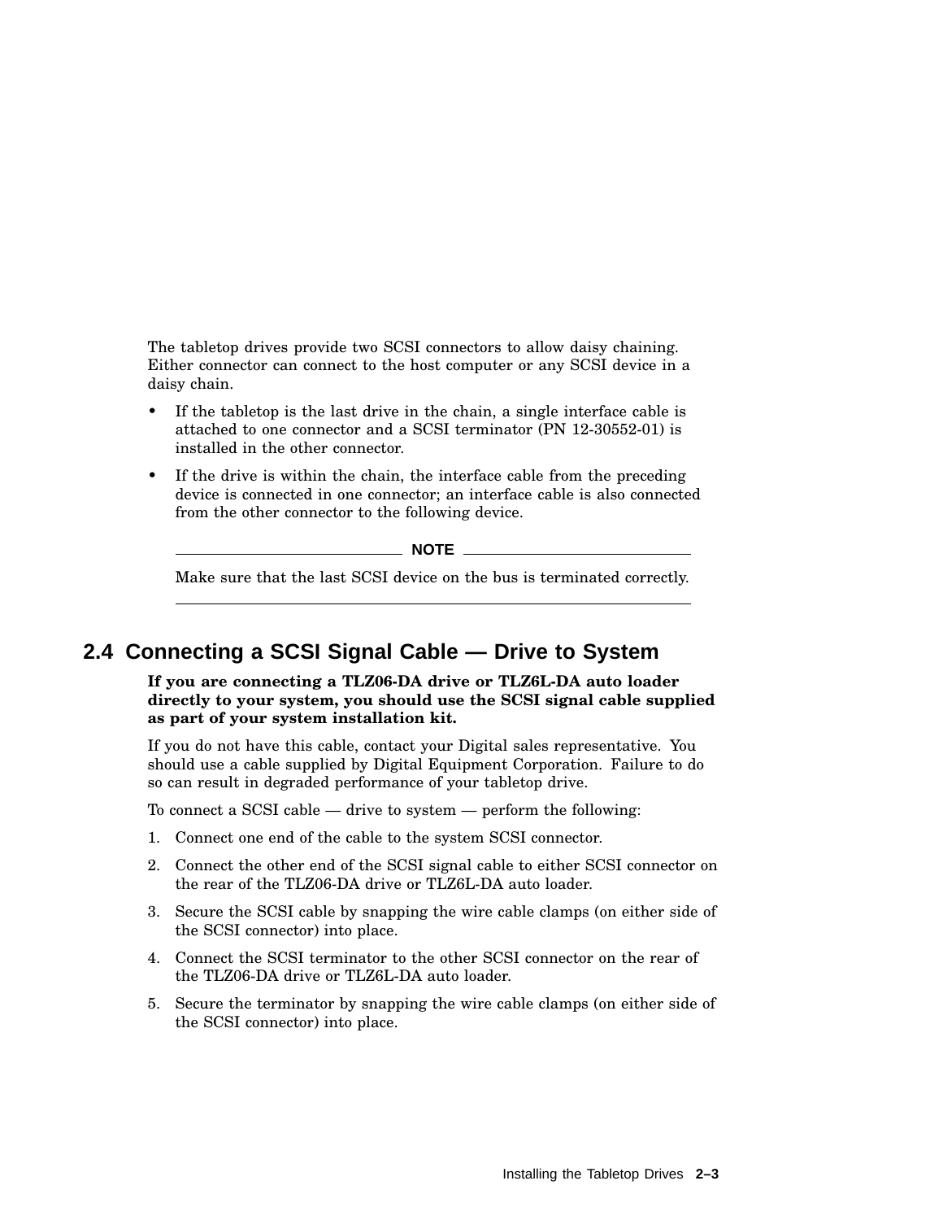The tabletop drives provide two SCSI connectors to allow daisy chaining. Either connector can connect to the host computer or any SCSI device in a daisy chain.

- If the tabletop is the last drive in the chain, a single interface cable is attached to one connector and a SCSI terminator (PN 12-30552-01) is installed in the other connector.
- If the drive is within the chain, the interface cable from the preceding device is connected in one connector; an interface cable is also connected from the other connector to the following device.

**NOTE**

Make sure that the last SCSI device on the bus is terminated correctly.

---

## 2.4 Connecting a SCSI Signal Cable — Drive to System

**If you are connecting a TLZ06-DA drive or TLZ6L-DA auto loader directly to your system, you should use the SCSI signal cable supplied as part of your system installation kit.**

If you do not have this cable, contact your Digital sales representative. You should use a cable supplied by Digital Equipment Corporation. Failure to do so can result in degraded performance of your tabletop drive.

To connect a SCSI cable — drive to system — perform the following:

1. Connect one end of the cable to the system SCSI connector.
2. Connect the other end of the SCSI signal cable to either SCSI connector on the rear of the TLZ06-DA drive or TLZ6L-DA auto loader.
3. Secure the SCSI cable by snapping the wire cable clamps (on either side of the SCSI connector) into place.
4. Connect the SCSI terminator to the other SCSI connector on the rear of the TLZ06-DA drive or TLZ6L-DA auto loader.
5. Secure the terminator by snapping the wire cable clamps (on either side of the SCSI connector) into place.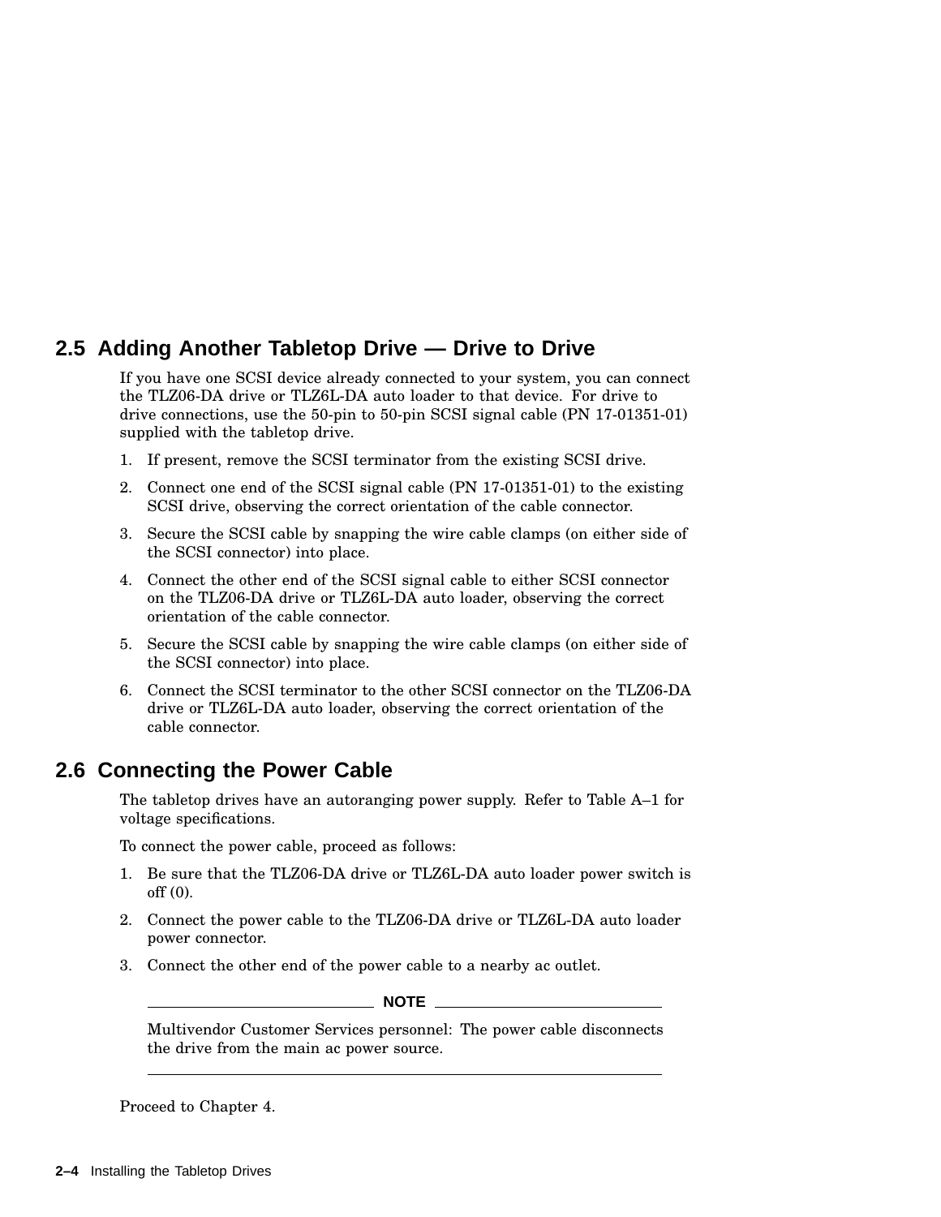## 2.5 Adding Another Tabletop Drive — Drive to Drive

If you have one SCSI device already connected to your system, you can connect the TLZ06-DA drive or TLZ6L-DA auto loader to that device. For drive to drive connections, use the 50-pin to 50-pin SCSI signal cable (PN 17-01351-01) supplied with the tabletop drive.

1. If present, remove the SCSI terminator from the existing SCSI drive.
2. Connect one end of the SCSI signal cable (PN 17-01351-01) to the existing SCSI drive, observing the correct orientation of the cable connector.
3. Secure the SCSI cable by snapping the wire cable clamps (on either side of the SCSI connector) into place.
4. Connect the other end of the SCSI signal cable to either SCSI connector on the TLZ06-DA drive or TLZ6L-DA auto loader, observing the correct orientation of the cable connector.
5. Secure the SCSI cable by snapping the wire cable clamps (on either side of the SCSI connector) into place.
6. Connect the SCSI terminator to the other SCSI connector on the TLZ06-DA drive or TLZ6L-DA auto loader, observing the correct orientation of the cable connector.

## 2.6 Connecting the Power Cable

The tabletop drives have an autoranging power supply. Refer to Table A–1 for voltage specifications.

To connect the power cable, proceed as follows:

1. Be sure that the TLZ06-DA drive or TLZ6L-DA auto loader power switch is off (0).
2. Connect the power cable to the TLZ06-DA drive or TLZ6L-DA auto loader power connector.
3. Connect the other end of the power cable to a nearby ac outlet.

---

**NOTE**

Multivendor Customer Services personnel: The power cable disconnects the drive from the main ac power source.

---

Proceed to Chapter 4.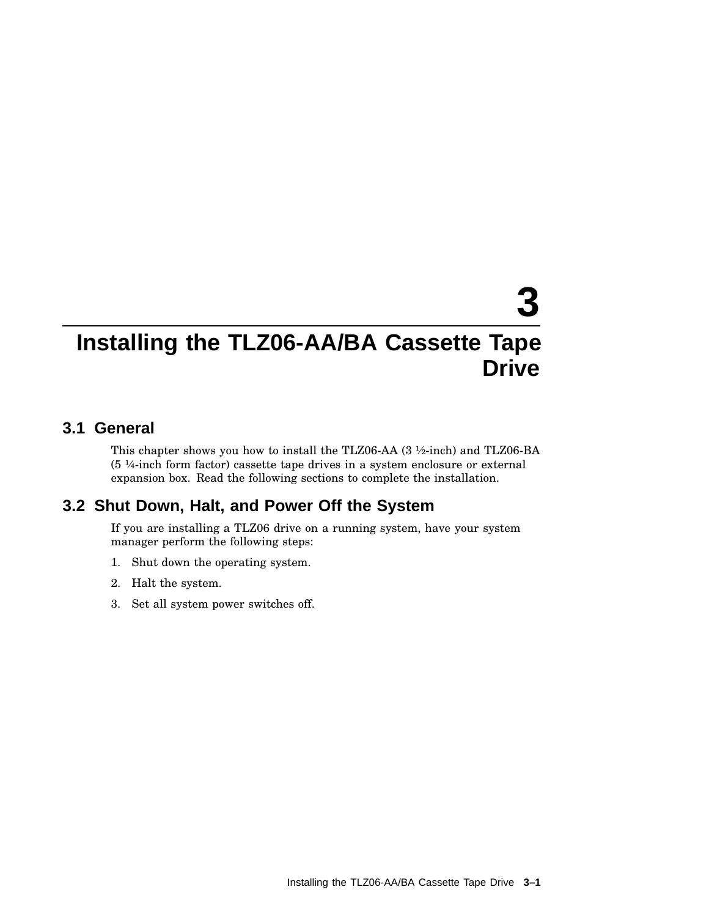# 3 Installing the TLZ06-AA/BA Cassette Tape Drive

## 3.1 General

This chapter shows you how to install the TLZ06-AA (3 ½-inch) and TLZ06-BA (5 ¼-inch form factor) cassette tape drives in a system enclosure or external expansion box. Read the following sections to complete the installation.

## 3.2 Shut Down, Halt, and Power Off the System

If you are installing a TLZ06 drive on a running system, have your system manager perform the following steps:

1. Shut down the operating system.
2. Halt the system.
3. Set all system power switches off.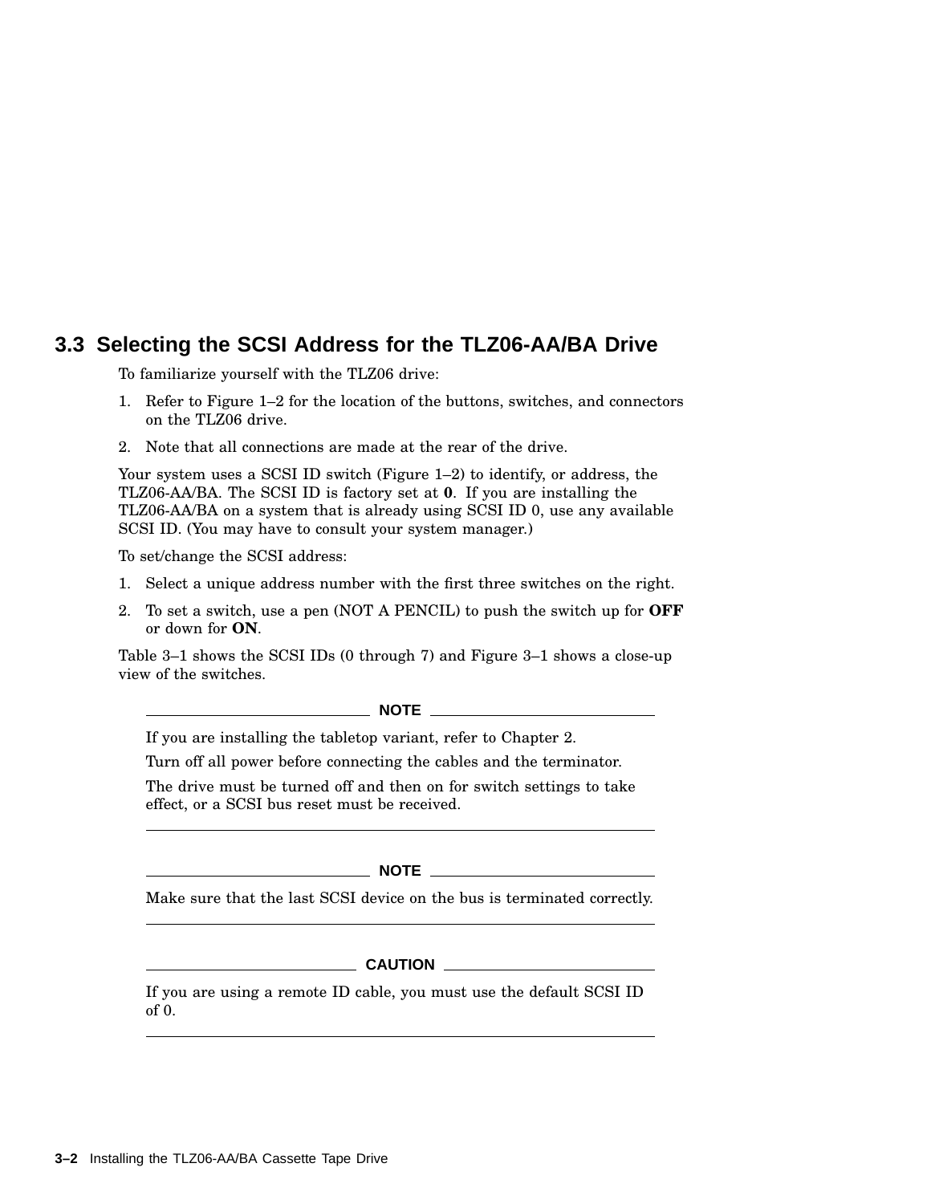## 3.3 Selecting the SCSI Address for the TLZ06-AA/BA Drive

To familiarize yourself with the TLZ06 drive:

1. Refer to Figure 1–2 for the location of the buttons, switches, and connectors on the TLZ06 drive.
2. Note that all connections are made at the rear of the drive.

Your system uses a SCSI ID switch (Figure 1–2) to identify, or address, the TLZ06-AA/BA. The SCSI ID is factory set at **0**. If you are installing the TLZ06-AA/BA on a system that is already using SCSI ID 0, use any available SCSI ID. (You may have to consult your system manager.)

To set/change the SCSI address:

1. Select a unique address number with the first three switches on the right.
2. To set a switch, use a pen (NOT A PENCIL) to push the switch up for **OFF** or down for **ON**.

Table 3–1 shows the SCSI IDs (0 through 7) and Figure 3–1 shows a close-up view of the switches.

---

**NOTE**

If you are installing the tabletop variant, refer to Chapter 2.

Turn off all power before connecting the cables and the terminator.

The drive must be turned off and then on for switch settings to take effect, or a SCSI bus reset must be received.

---

**NOTE**

Make sure that the last SCSI device on the bus is terminated correctly.

---

**CAUTION**

If you are using a remote ID cable, you must use the default SCSI ID of 0.

---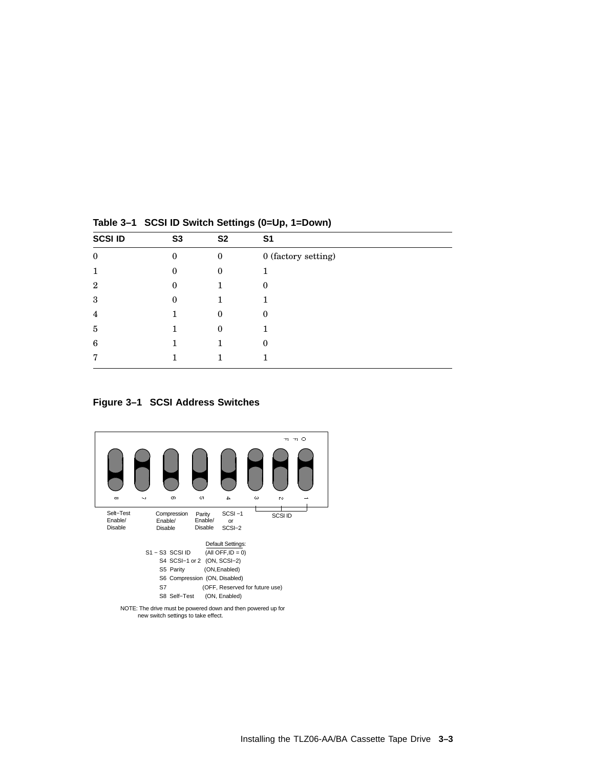**Table 3–1 SCSI ID Switch Settings (0=Up, 1=Down)**

| SCSI ID | S3 | S2 | S1 |
|---|---|---|---|
| 0 | 0 | 0 | 0 (factory setting) |
| 1 | 0 | 0 | 1 |
| 2 | 0 | 1 | 0 |
| 3 | 0 | 1 | 1 |
| 4 | 1 | 0 | 0 |
| 5 | 1 | 0 | 1 |
| 6 | 1 | 1 | 0 |
| 7 | 1 | 1 | 1 |

**Figure 3–1 SCSI Address Switches**

OFF

8 7 6 5 4 3 2 1

Selt−Test Enable/ Disable — Compression Enable/ Disable — Parity Enable/ Disable — SCSI −1 or SCSI−2 — SCSI ID

Default Settings:

S1 − S3 SCSI ID (All OFF,ID = 0)
S4 SCSI−1 or 2 (ON, SCSI−2)
S5 Parity (ON,Enabled)
S6 Compression (ON, Disabled)
S7 (OFF, Reserved for future use)
S8 Self−Test (ON, Enabled)

NOTE: The drive must be powered down and then powered up for new switch settings to take effect.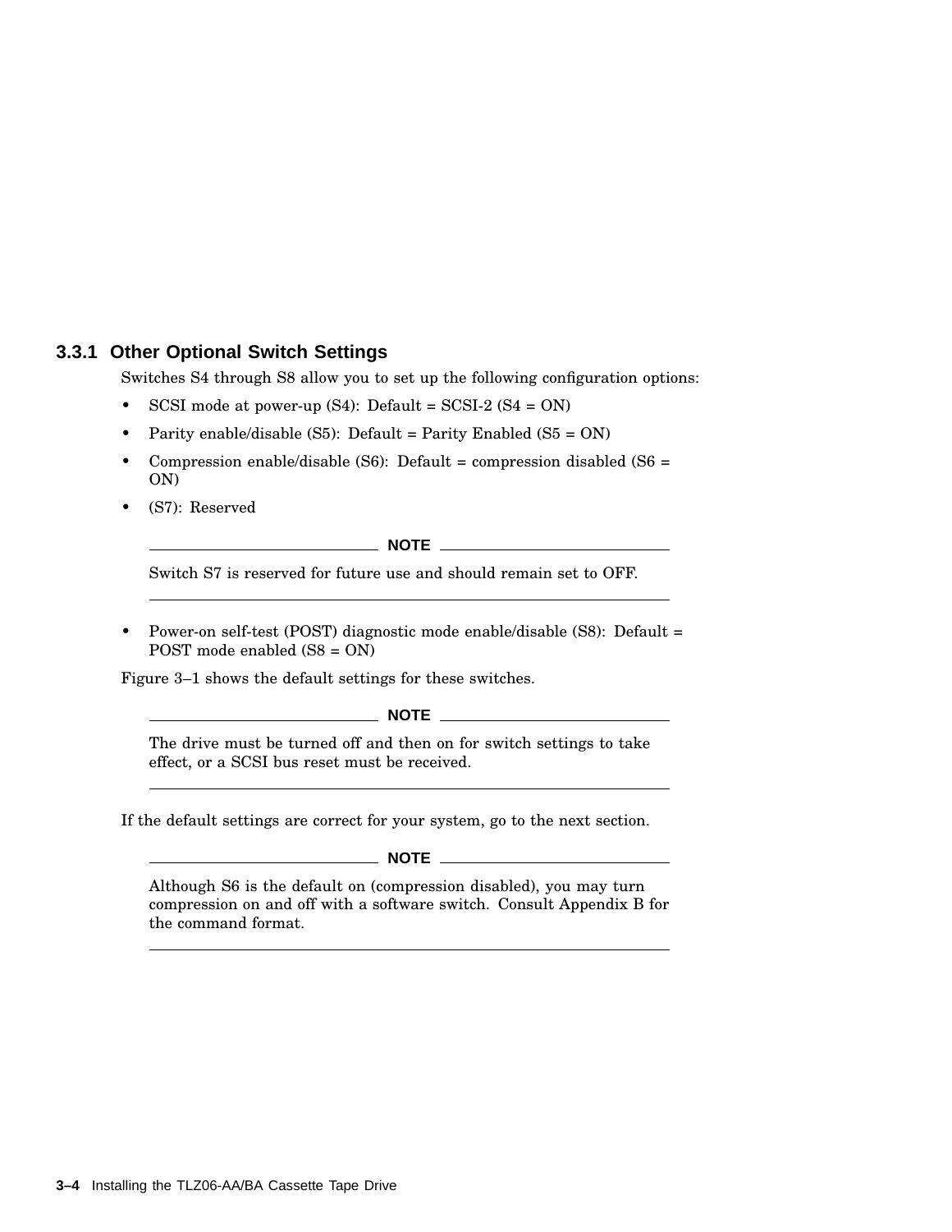### 3.3.1 Other Optional Switch Settings

Switches S4 through S8 allow you to set up the following configuration options:

- SCSI mode at power-up (S4): Default = SCSI-2 (S4 = ON)
- Parity enable/disable (S5): Default = Parity Enabled (S5 = ON)
- Compression enable/disable (S6): Default = compression disabled (S6 = ON)
- (S7): Reserved

---

**NOTE**

Switch S7 is reserved for future use and should remain set to OFF.

---

- Power-on self-test (POST) diagnostic mode enable/disable (S8): Default = POST mode enabled (S8 = ON)

Figure 3–1 shows the default settings for these switches.

---

**NOTE**

The drive must be turned off and then on for switch settings to take effect, or a SCSI bus reset must be received.

---

If the default settings are correct for your system, go to the next section.

---

**NOTE**

Although S6 is the default on (compression disabled), you may turn compression on and off with a software switch. Consult Appendix B for the command format.

---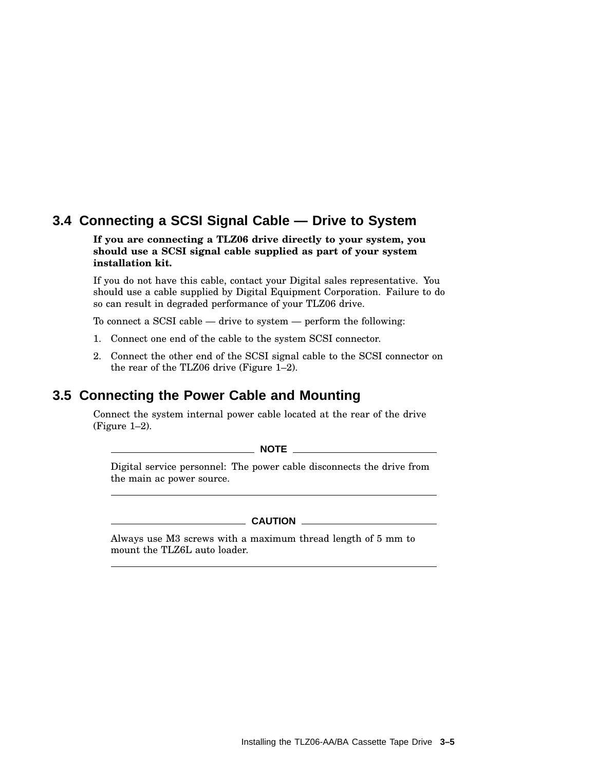## 3.4 Connecting a SCSI Signal Cable — Drive to System

**If you are connecting a TLZ06 drive directly to your system, you should use a SCSI signal cable supplied as part of your system installation kit.**

If you do not have this cable, contact your Digital sales representative. You should use a cable supplied by Digital Equipment Corporation. Failure to do so can result in degraded performance of your TLZ06 drive.

To connect a SCSI cable — drive to system — perform the following:

1. Connect one end of the cable to the system SCSI connector.
2. Connect the other end of the SCSI signal cable to the SCSI connector on the rear of the TLZ06 drive (Figure 1–2).

## 3.5 Connecting the Power Cable and Mounting

Connect the system internal power cable located at the rear of the drive (Figure 1–2).

**NOTE**

Digital service personnel: The power cable disconnects the drive from the main ac power source.

---

**CAUTION**

Always use M3 screws with a maximum thread length of 5 mm to mount the TLZ6L auto loader.

---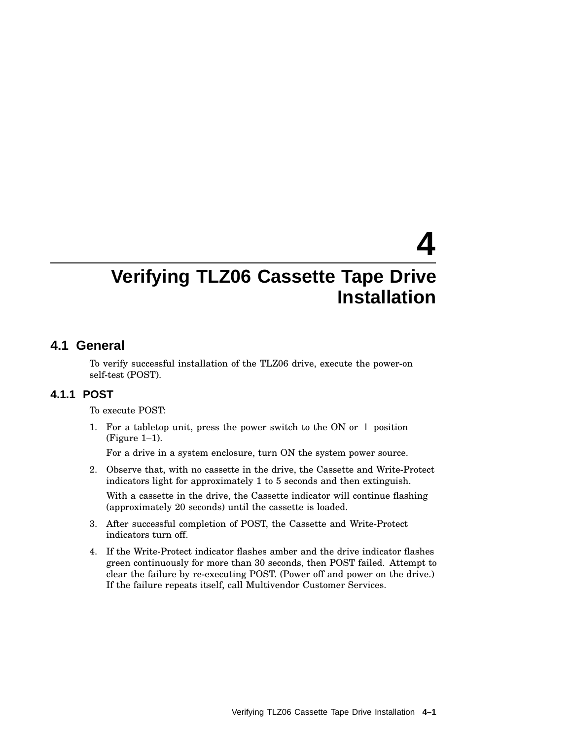# 4 Verifying TLZ06 Cassette Tape Drive Installation

## 4.1 General

To verify successful installation of the TLZ06 drive, execute the power-on self-test (POST).

### 4.1.1 POST

To execute POST:

1. For a tabletop unit, press the power switch to the ON or | position (Figure 1–1).

   For a drive in a system enclosure, turn ON the system power source.

2. Observe that, with no cassette in the drive, the Cassette and Write-Protect indicators light for approximately 1 to 5 seconds and then extinguish.

   With a cassette in the drive, the Cassette indicator will continue flashing (approximately 20 seconds) until the cassette is loaded.

3. After successful completion of POST, the Cassette and Write-Protect indicators turn off.

4. If the Write-Protect indicator flashes amber and the drive indicator flashes green continuously for more than 30 seconds, then POST failed. Attempt to clear the failure by re-executing POST. (Power off and power on the drive.) If the failure repeats itself, call Multivendor Customer Services.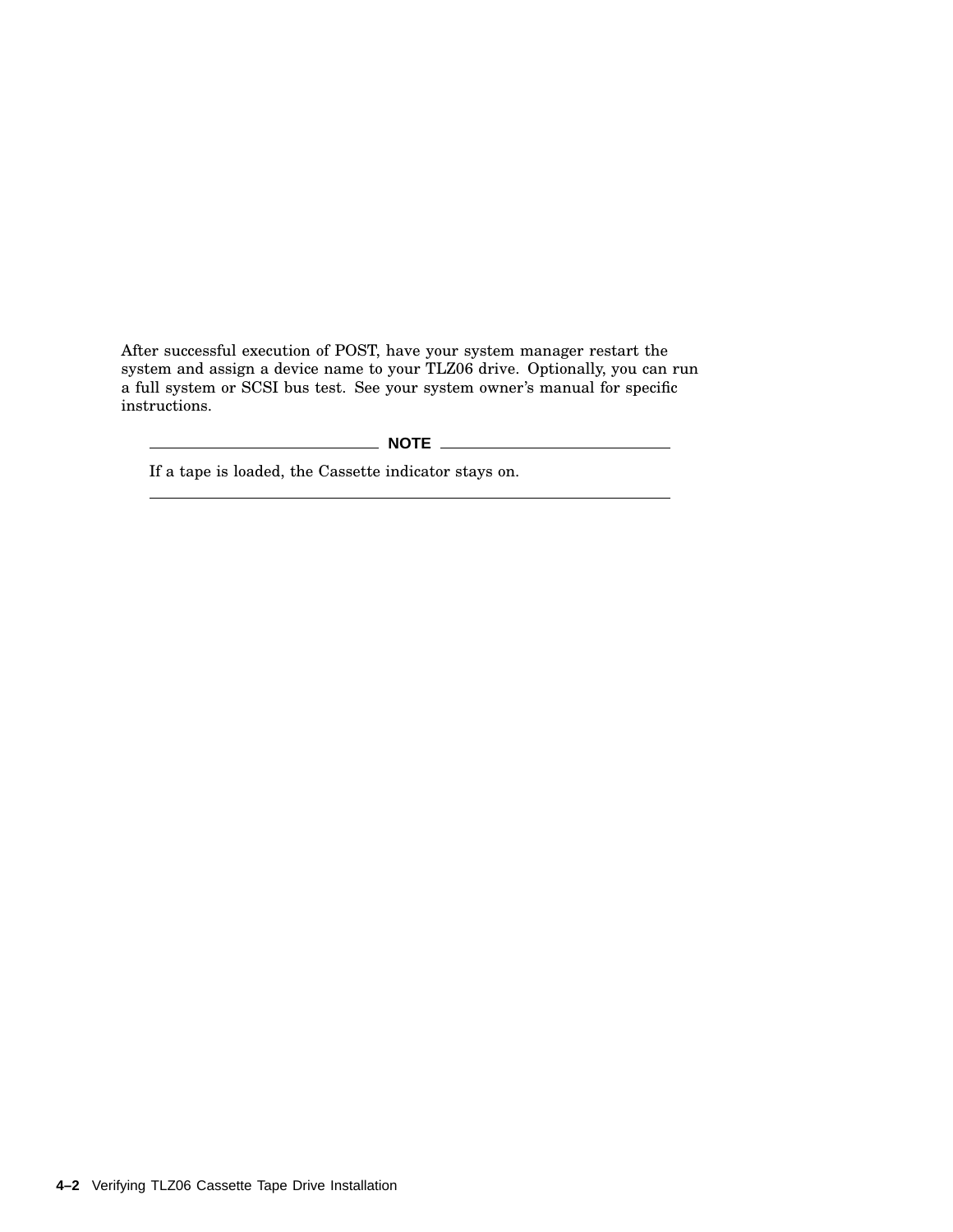After successful execution of POST, have your system manager restart the system and assign a device name to your TLZ06 drive. Optionally, you can run a full system or SCSI bus test. See your system owner's manual for specific instructions.

---

**NOTE**

If a tape is loaded, the Cassette indicator stays on.

---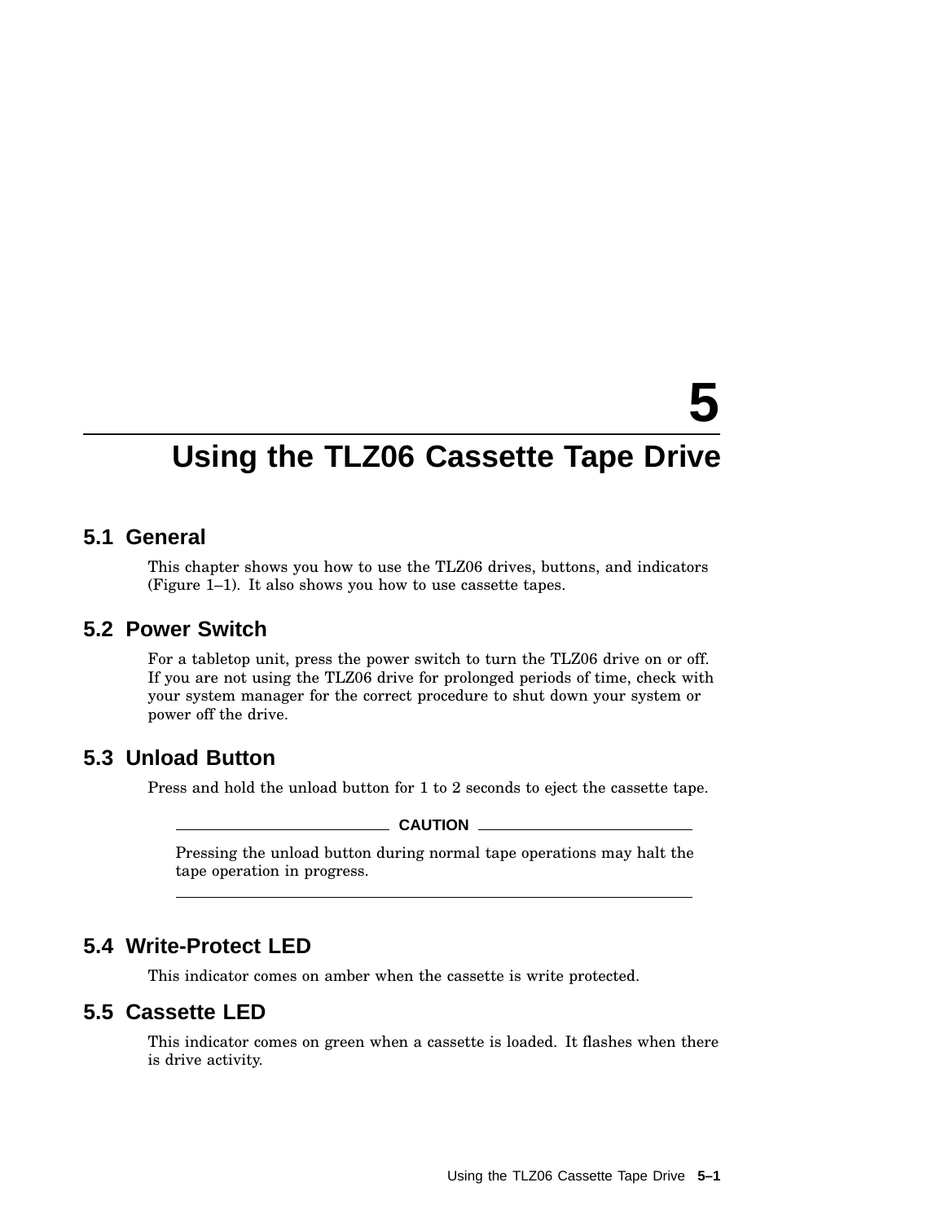# 5 Using the TLZ06 Cassette Tape Drive

## 5.1 General

This chapter shows you how to use the TLZ06 drives, buttons, and indicators (Figure 1–1). It also shows you how to use cassette tapes.

## 5.2 Power Switch

For a tabletop unit, press the power switch to turn the TLZ06 drive on or off. If you are not using the TLZ06 drive for prolonged periods of time, check with your system manager for the correct procedure to shut down your system or power off the drive.

## 5.3 Unload Button

Press and hold the unload button for 1 to 2 seconds to eject the cassette tape.

**CAUTION**

Pressing the unload button during normal tape operations may halt the tape operation in progress.

## 5.4 Write-Protect LED

This indicator comes on amber when the cassette is write protected.

## 5.5 Cassette LED

This indicator comes on green when a cassette is loaded. It flashes when there is drive activity.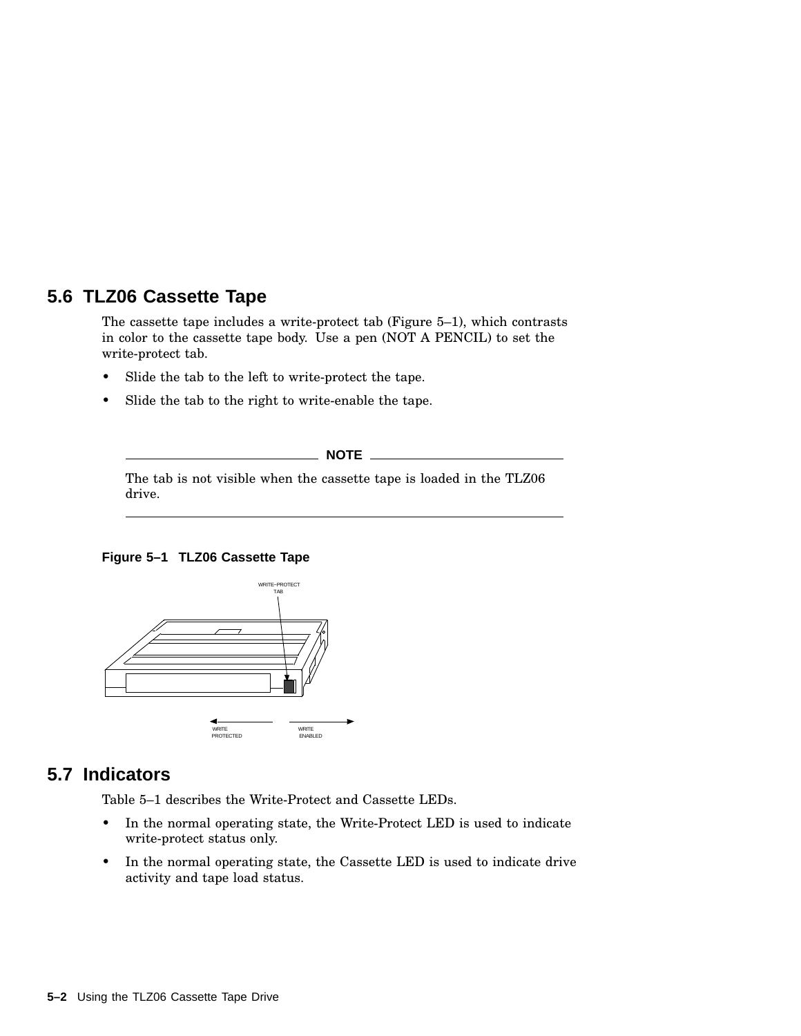## 5.6 TLZ06 Cassette Tape

The cassette tape includes a write-protect tab (Figure 5–1), which contrasts in color to the cassette tape body. Use a pen (NOT A PENCIL) to set the write-protect tab.

- Slide the tab to the left to write-protect the tape.
- Slide the tab to the right to write-enable the tape.

---

**NOTE**

The tab is not visible when the cassette tape is loaded in the TLZ06 drive.

---

**Figure 5–1 TLZ06 Cassette Tape**

WRITE–PROTECT TAB

WRITE PROTECTED WRITE ENABLED

## 5.7 Indicators

Table 5–1 describes the Write-Protect and Cassette LEDs.

- In the normal operating state, the Write-Protect LED is used to indicate write-protect status only.
- In the normal operating state, the Cassette LED is used to indicate drive activity and tape load status.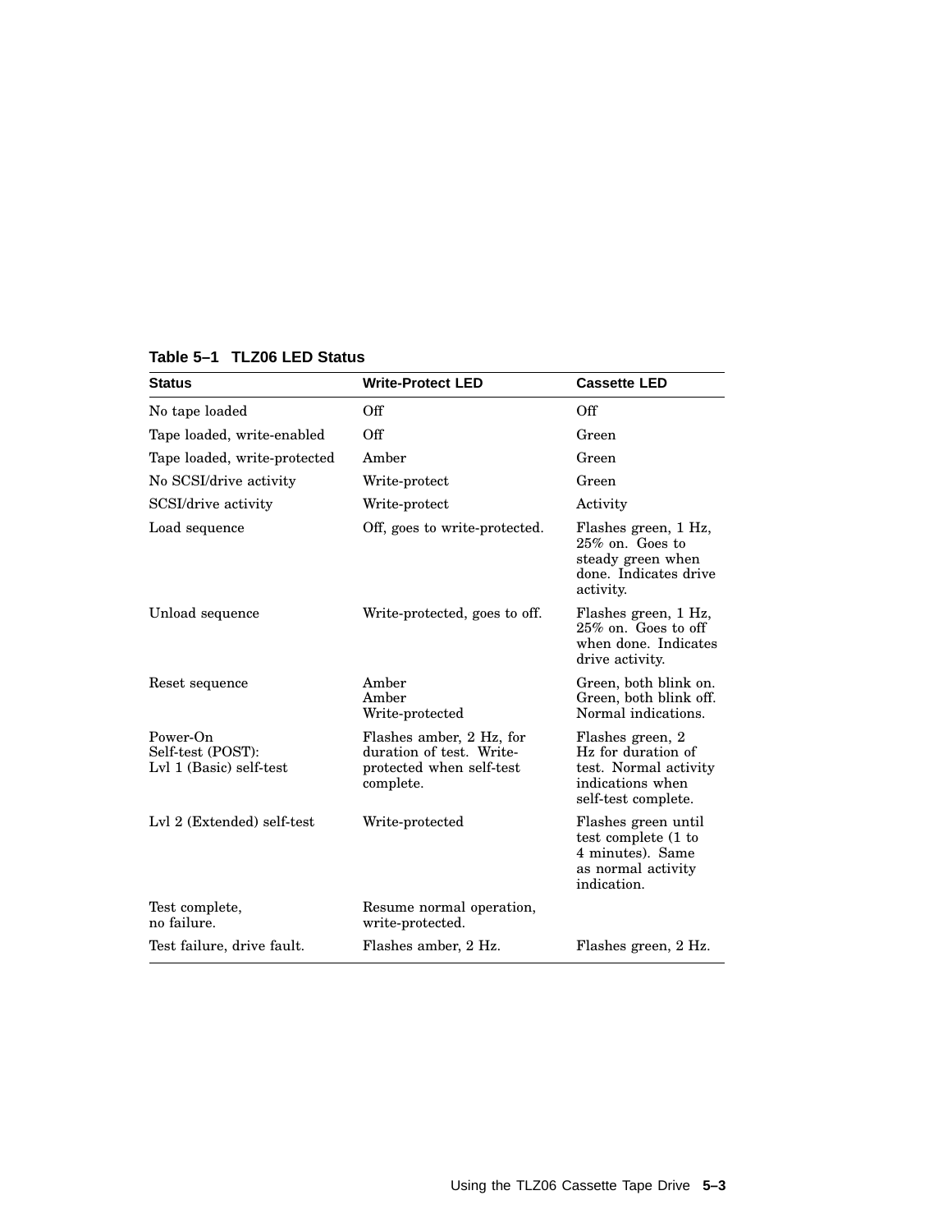**Table 5–1 TLZ06 LED Status**

| Status | Write-Protect LED | Cassette LED |
|---|---|---|
| No tape loaded | Off | Off |
| Tape loaded, write-enabled | Off | Green |
| Tape loaded, write-protected | Amber | Green |
| No SCSI/drive activity | Write-protect | Green |
| SCSI/drive activity | Write-protect | Activity |
| Load sequence | Off, goes to write-protected. | Flashes green, 1 Hz, 25% on. Goes to steady green when done. Indicates drive activity. |
| Unload sequence | Write-protected, goes to off. | Flashes green, 1 Hz, 25% on. Goes to off when done. Indicates drive activity. |
| Reset sequence | Amber<br>Amber<br>Write-protected | Green, both blink on.<br>Green, both blink off.<br>Normal indications. |
| Power-On<br>Self-test (POST):<br>Lvl 1 (Basic) self-test | Flashes amber, 2 Hz, for duration of test. Write-protected when self-test complete. | Flashes green, 2 Hz for duration of test. Normal activity indications when self-test complete. |
| Lvl 2 (Extended) self-test | Write-protected | Flashes green until test complete (1 to 4 minutes). Same as normal activity indication. |
| Test complete, no failure. | Resume normal operation, write-protected. | |
| Test failure, drive fault. | Flashes amber, 2 Hz. | Flashes green, 2 Hz. |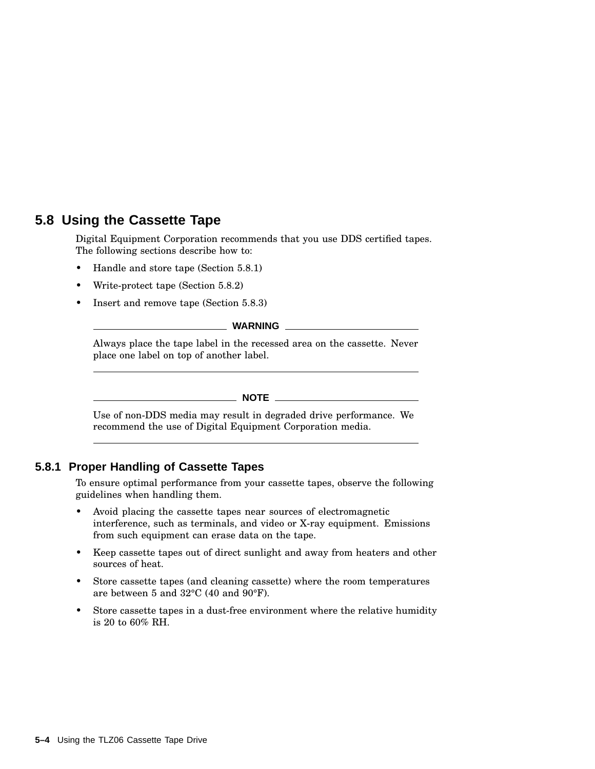## 5.8 Using the Cassette Tape

Digital Equipment Corporation recommends that you use DDS certified tapes. The following sections describe how to:

- Handle and store tape (Section 5.8.1)
- Write-protect tape (Section 5.8.2)
- Insert and remove tape (Section 5.8.3)

---

**WARNING**

Always place the tape label in the recessed area on the cassette. Never place one label on top of another label.

---

**NOTE**

Use of non-DDS media may result in degraded drive performance. We recommend the use of Digital Equipment Corporation media.

---

### 5.8.1 Proper Handling of Cassette Tapes

To ensure optimal performance from your cassette tapes, observe the following guidelines when handling them.

- Avoid placing the cassette tapes near sources of electromagnetic interference, such as terminals, and video or X-ray equipment. Emissions from such equipment can erase data on the tape.
- Keep cassette tapes out of direct sunlight and away from heaters and other sources of heat.
- Store cassette tapes (and cleaning cassette) where the room temperatures are between 5 and 32°C (40 and 90°F).
- Store cassette tapes in a dust-free environment where the relative humidity is 20 to 60% RH.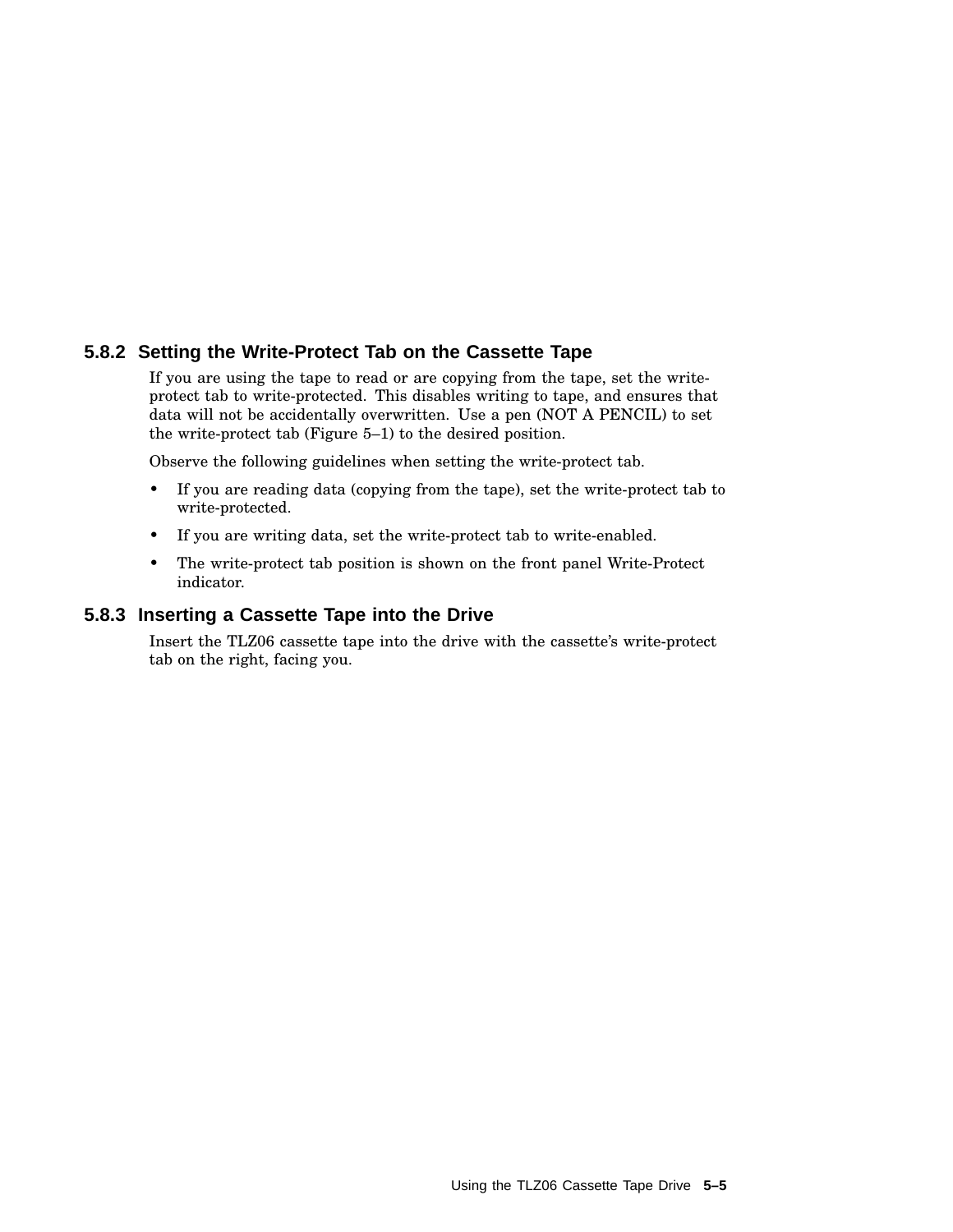### 5.8.2 Setting the Write-Protect Tab on the Cassette Tape

If you are using the tape to read or are copying from the tape, set the write-protect tab to write-protected. This disables writing to tape, and ensures that data will not be accidentally overwritten. Use a pen (NOT A PENCIL) to set the write-protect tab (Figure 5–1) to the desired position.

Observe the following guidelines when setting the write-protect tab.

- If you are reading data (copying from the tape), set the write-protect tab to write-protected.
- If you are writing data, set the write-protect tab to write-enabled.
- The write-protect tab position is shown on the front panel Write-Protect indicator.

### 5.8.3 Inserting a Cassette Tape into the Drive

Insert the TLZ06 cassette tape into the drive with the cassette's write-protect tab on the right, facing you.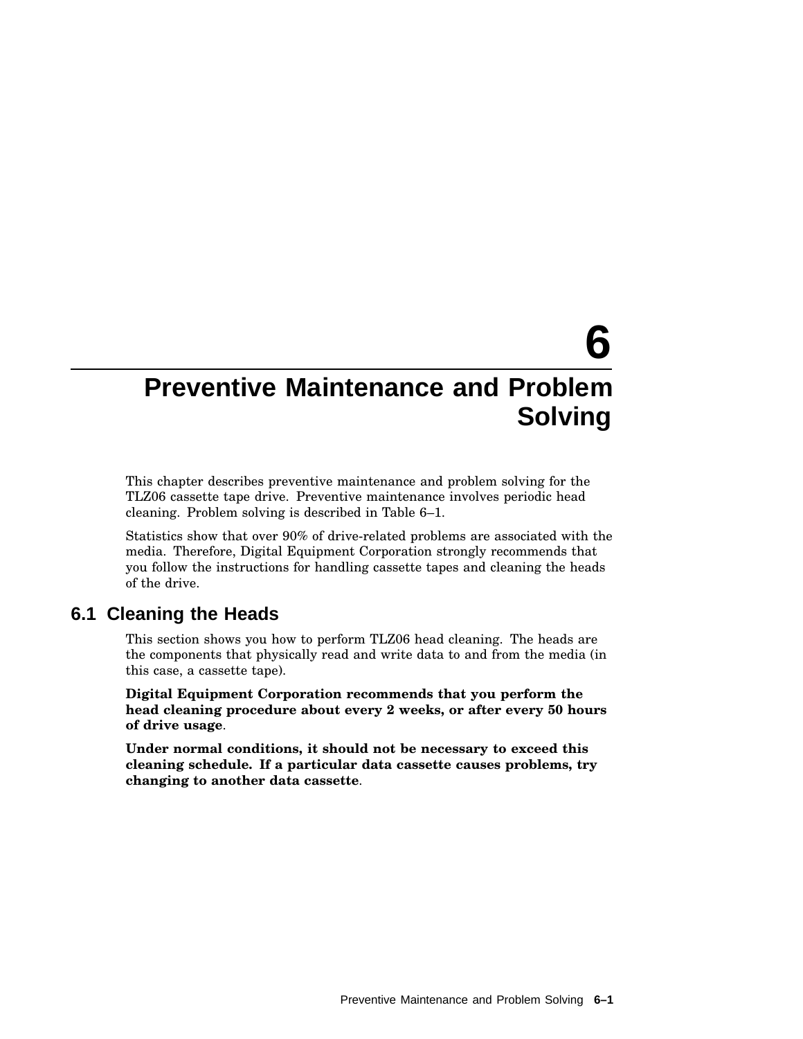# 6 Preventive Maintenance and Problem Solving

This chapter describes preventive maintenance and problem solving for the TLZ06 cassette tape drive. Preventive maintenance involves periodic head cleaning. Problem solving is described in Table 6–1.

Statistics show that over 90% of drive-related problems are associated with the media. Therefore, Digital Equipment Corporation strongly recommends that you follow the instructions for handling cassette tapes and cleaning the heads of the drive.

## 6.1 Cleaning the Heads

This section shows you how to perform TLZ06 head cleaning. The heads are the components that physically read and write data to and from the media (in this case, a cassette tape).

**Digital Equipment Corporation recommends that you perform the head cleaning procedure about every 2 weeks, or after every 50 hours of drive usage**.

**Under normal conditions, it should not be necessary to exceed this cleaning schedule. If a particular data cassette causes problems, try changing to another data cassette**.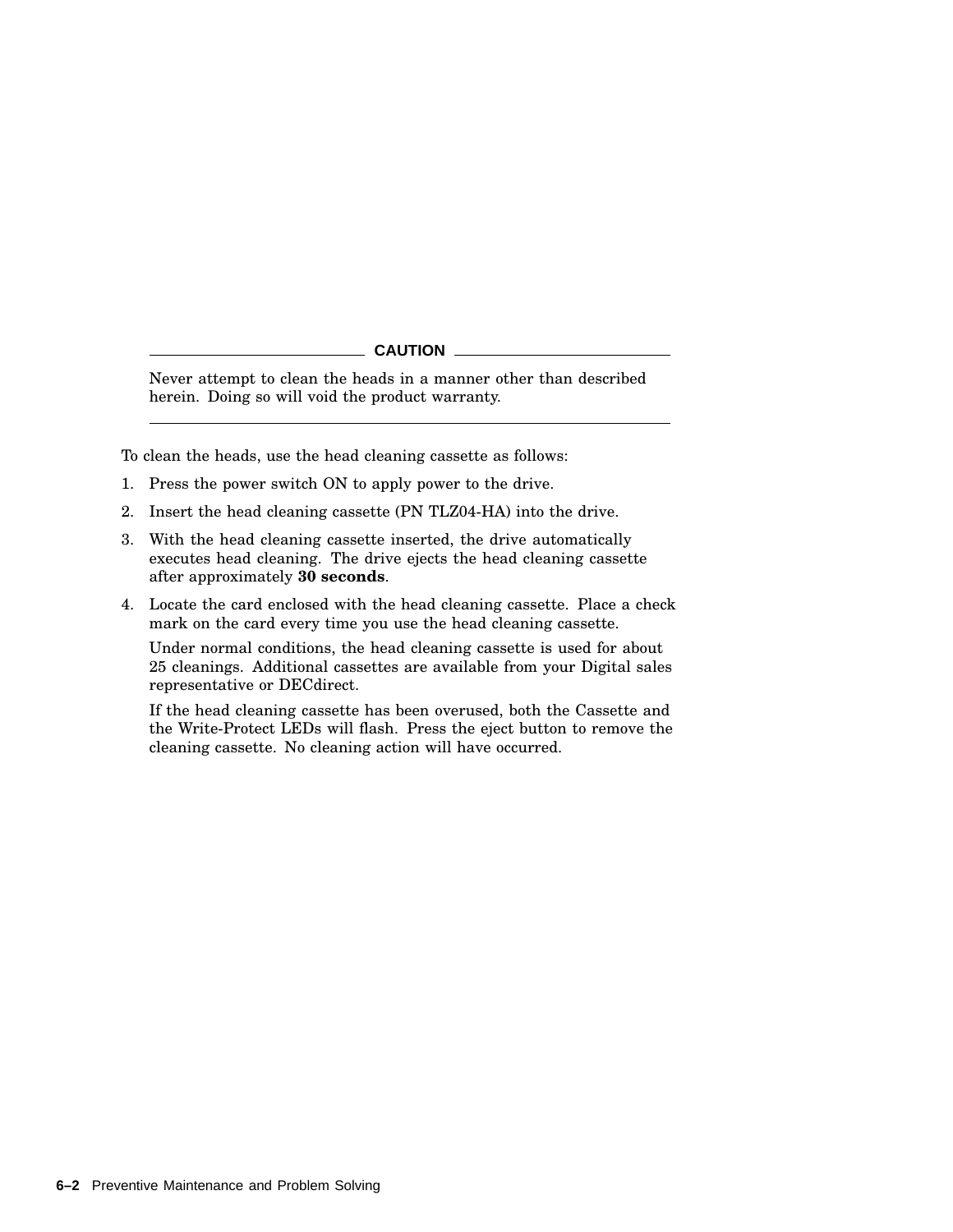**CAUTION**

Never attempt to clean the heads in a manner other than described herein. Doing so will void the product warranty.

---

To clean the heads, use the head cleaning cassette as follows:

1. Press the power switch ON to apply power to the drive.
2. Insert the head cleaning cassette (PN TLZ04-HA) into the drive.
3. With the head cleaning cassette inserted, the drive automatically executes head cleaning. The drive ejects the head cleaning cassette after approximately **30 seconds**.
4. Locate the card enclosed with the head cleaning cassette. Place a check mark on the card every time you use the head cleaning cassette.

   Under normal conditions, the head cleaning cassette is used for about 25 cleanings. Additional cassettes are available from your Digital sales representative or DECdirect.

   If the head cleaning cassette has been overused, both the Cassette and the Write-Protect LEDs will flash. Press the eject button to remove the cleaning cassette. No cleaning action will have occurred.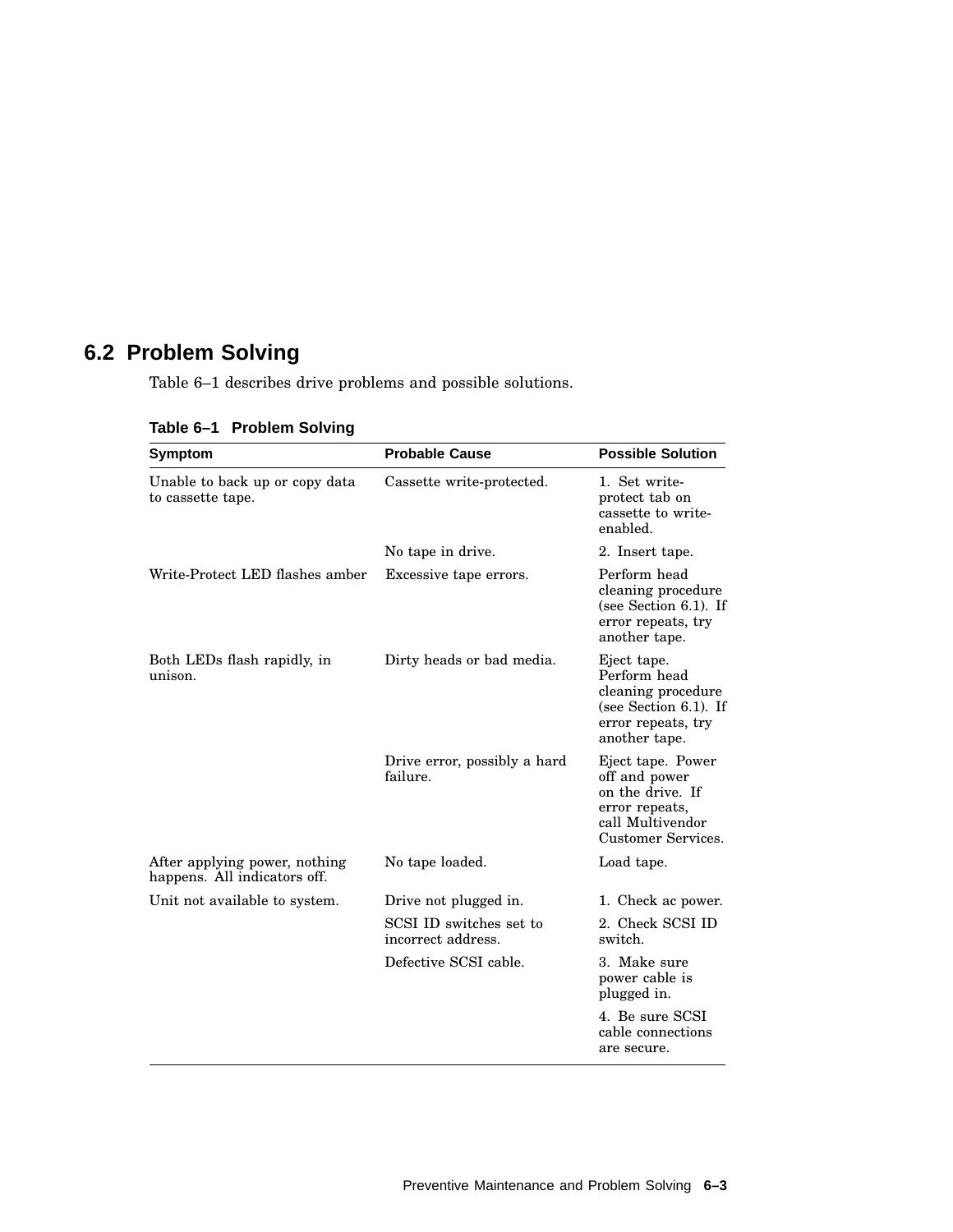## 6.2 Problem Solving

Table 6–1 describes drive problems and possible solutions.

**Table 6–1 Problem Solving**

| Symptom | Probable Cause | Possible Solution |
|---|---|---|
| Unable to back up or copy data to cassette tape. | Cassette write-protected. | 1. Set write-protect tab on cassette to write-enabled. |
| | No tape in drive. | 2. Insert tape. |
| Write-Protect LED flashes amber | Excessive tape errors. | Perform head cleaning procedure (see Section 6.1). If error repeats, try another tape. |
| Both LEDs flash rapidly, in unison. | Dirty heads or bad media. | Eject tape. Perform head cleaning procedure (see Section 6.1). If error repeats, try another tape. |
| | Drive error, possibly a hard failure. | Eject tape. Power off and power on the drive. If error repeats, call Multivendor Customer Services. |
| After applying power, nothing happens. All indicators off. | No tape loaded. | Load tape. |
| Unit not available to system. | Drive not plugged in. | 1. Check ac power. |
| | SCSI ID switches set to incorrect address. | 2. Check SCSI ID switch. |
| | Defective SCSI cable. | 3. Make sure power cable is plugged in. |
| | | 4. Be sure SCSI cable connections are secure. |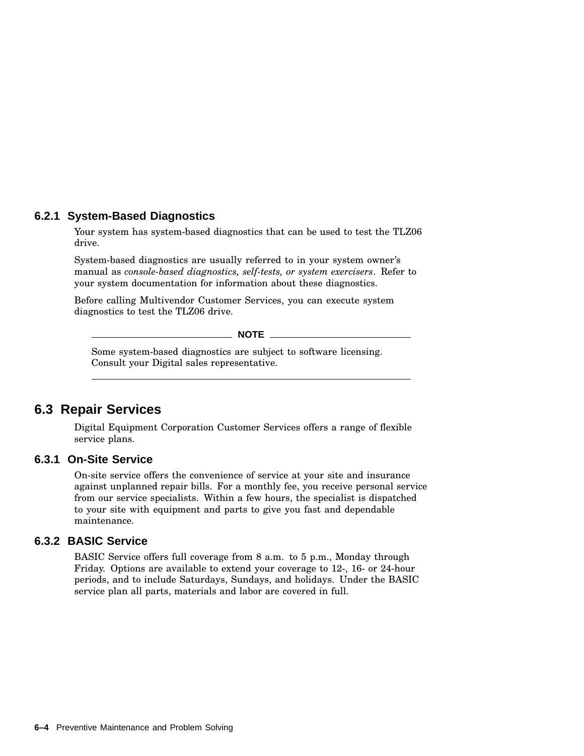### 6.2.1 System-Based Diagnostics

Your system has system-based diagnostics that can be used to test the TLZ06 drive.

System-based diagnostics are usually referred to in your system owner's manual as *console-based diagnostics, self-tests, or system exercisers*. Refer to your system documentation for information about these diagnostics.

Before calling Multivendor Customer Services, you can execute system diagnostics to test the TLZ06 drive.

---

**NOTE**

Some system-based diagnostics are subject to software licensing. Consult your Digital sales representative.

---

## 6.3 Repair Services

Digital Equipment Corporation Customer Services offers a range of flexible service plans.

### 6.3.1 On-Site Service

On-site service offers the convenience of service at your site and insurance against unplanned repair bills. For a monthly fee, you receive personal service from our service specialists. Within a few hours, the specialist is dispatched to your site with equipment and parts to give you fast and dependable maintenance.

### 6.3.2 BASIC Service

BASIC Service offers full coverage from 8 a.m. to 5 p.m., Monday through Friday. Options are available to extend your coverage to 12-, 16- or 24-hour periods, and to include Saturdays, Sundays, and holidays. Under the BASIC service plan all parts, materials and labor are covered in full.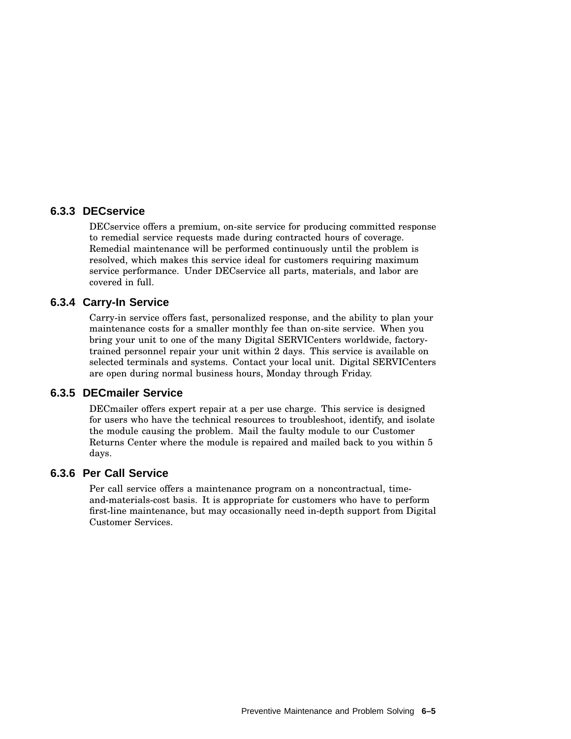### 6.3.3 DECservice

DECservice offers a premium, on-site service for producing committed response to remedial service requests made during contracted hours of coverage. Remedial maintenance will be performed continuously until the problem is resolved, which makes this service ideal for customers requiring maximum service performance. Under DECservice all parts, materials, and labor are covered in full.

### 6.3.4 Carry-In Service

Carry-in service offers fast, personalized response, and the ability to plan your maintenance costs for a smaller monthly fee than on-site service. When you bring your unit to one of the many Digital SERVICenters worldwide, factory-trained personnel repair your unit within 2 days. This service is available on selected terminals and systems. Contact your local unit. Digital SERVICenters are open during normal business hours, Monday through Friday.

### 6.3.5 DECmailer Service

DECmailer offers expert repair at a per use charge. This service is designed for users who have the technical resources to troubleshoot, identify, and isolate the module causing the problem. Mail the faulty module to our Customer Returns Center where the module is repaired and mailed back to you within 5 days.

### 6.3.6 Per Call Service

Per call service offers a maintenance program on a noncontractual, time-and-materials-cost basis. It is appropriate for customers who have to perform first-line maintenance, but may occasionally need in-depth support from Digital Customer Services.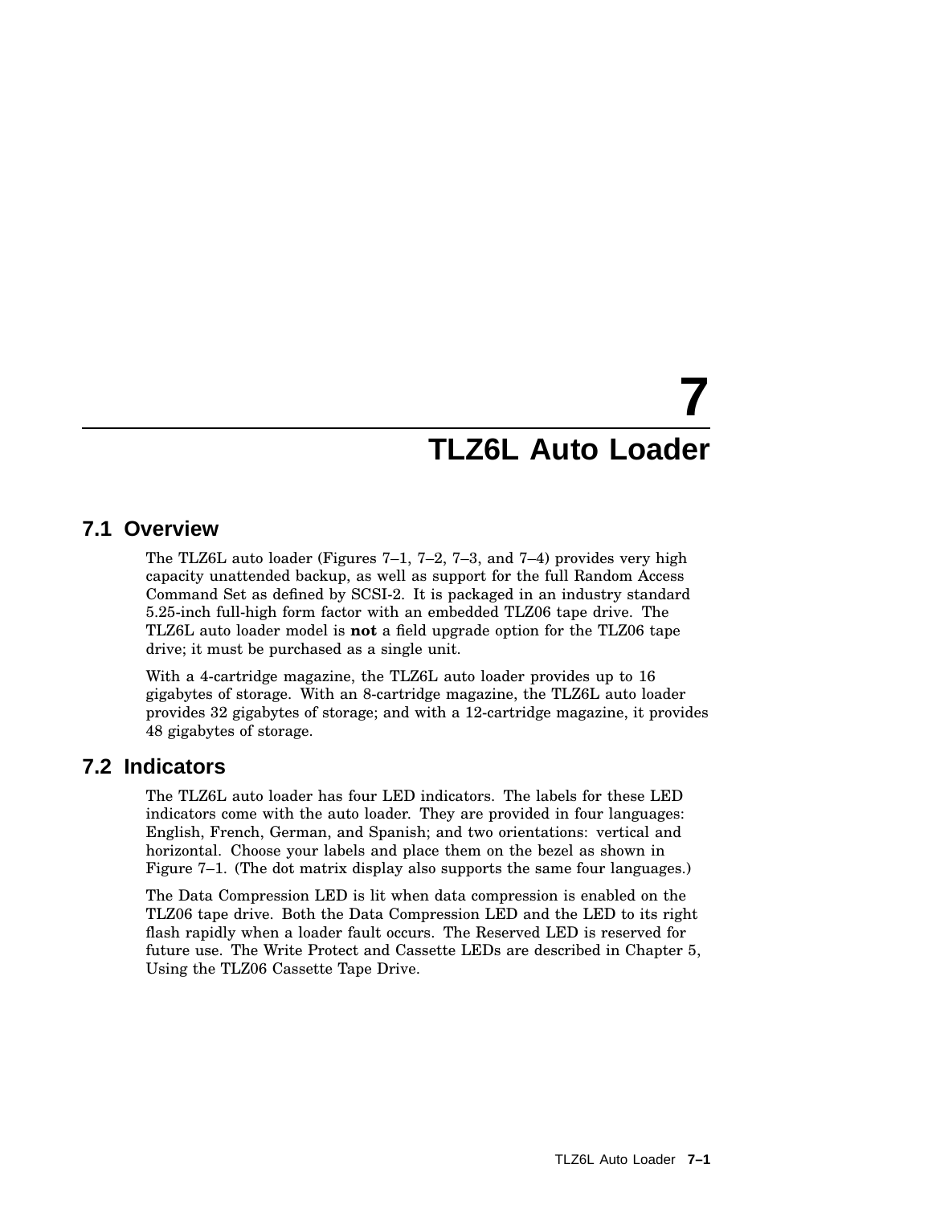# 7 TLZ6L Auto Loader

## 7.1 Overview

The TLZ6L auto loader (Figures 7–1, 7–2, 7–3, and 7–4) provides very high capacity unattended backup, as well as support for the full Random Access Command Set as defined by SCSI-2. It is packaged in an industry standard 5.25-inch full-high form factor with an embedded TLZ06 tape drive. The TLZ6L auto loader model is **not** a field upgrade option for the TLZ06 tape drive; it must be purchased as a single unit.

With a 4-cartridge magazine, the TLZ6L auto loader provides up to 16 gigabytes of storage. With an 8-cartridge magazine, the TLZ6L auto loader provides 32 gigabytes of storage; and with a 12-cartridge magazine, it provides 48 gigabytes of storage.

## 7.2 Indicators

The TLZ6L auto loader has four LED indicators. The labels for these LED indicators come with the auto loader. They are provided in four languages: English, French, German, and Spanish; and two orientations: vertical and horizontal. Choose your labels and place them on the bezel as shown in Figure 7–1. (The dot matrix display also supports the same four languages.)

The Data Compression LED is lit when data compression is enabled on the TLZ06 tape drive. Both the Data Compression LED and the LED to its right flash rapidly when a loader fault occurs. The Reserved LED is reserved for future use. The Write Protect and Cassette LEDs are described in Chapter 5, Using the TLZ06 Cassette Tape Drive.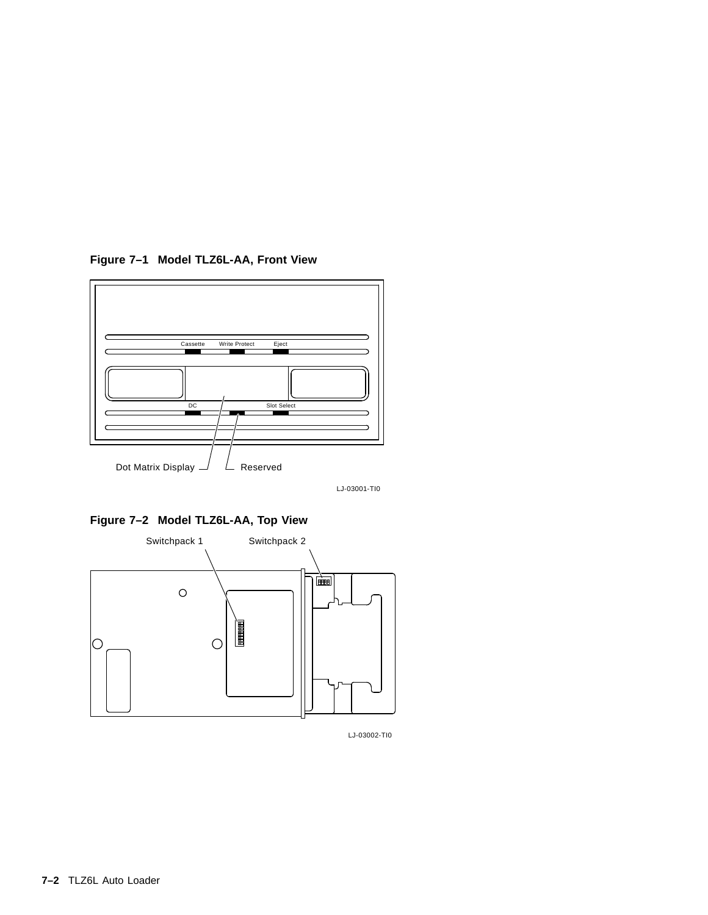**Figure 7–1 Model TLZ6L-AA, Front View**

Cassette Write Protect Eject

DC Slot Select

Dot Matrix Display Reserved

LJ-03001-TI0

**Figure 7–2 Model TLZ6L-AA, Top View**

Switchpack 1 Switchpack 2

LJ-03002-TI0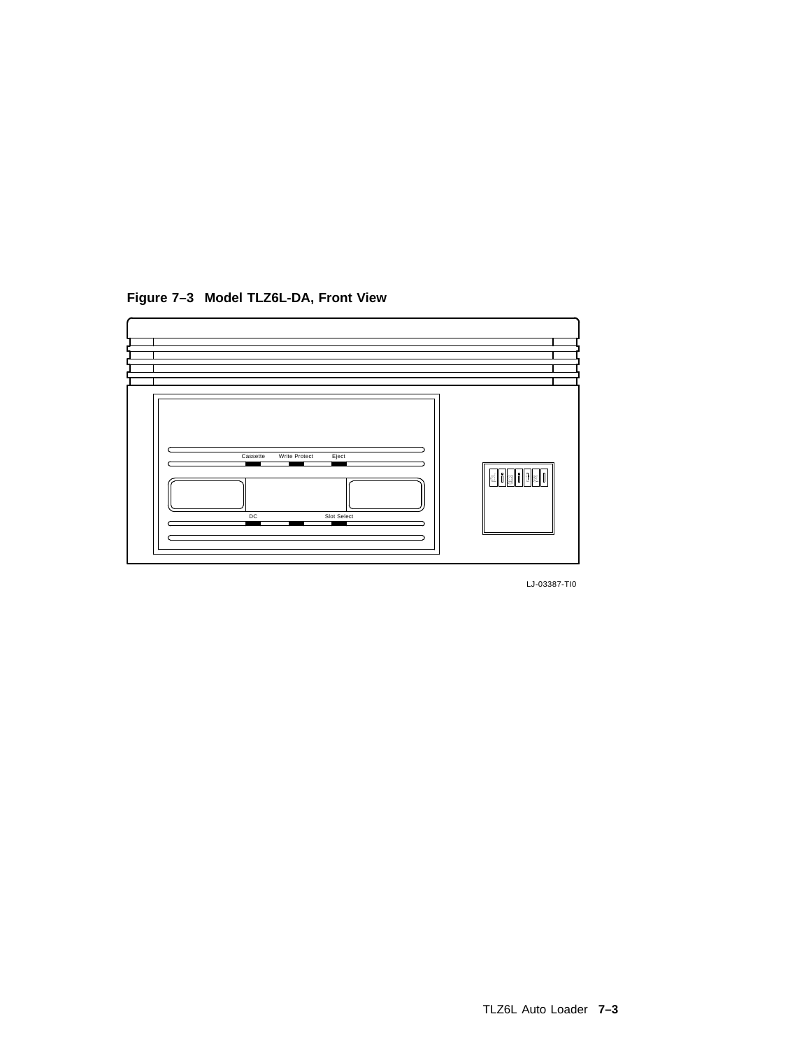**Figure 7–3 Model TLZ6L-DA, Front View**

Cassette Write Protect Eject

DC Slot Select

LJ-03387-TI0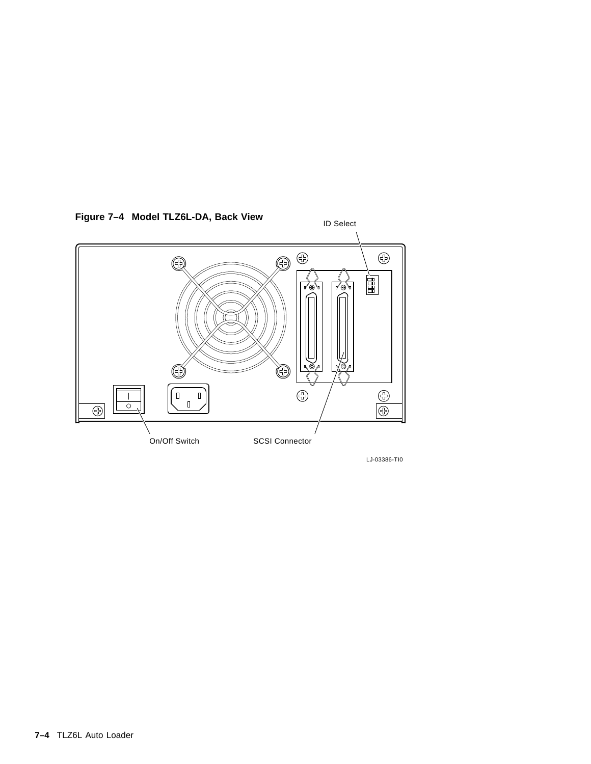**Figure 7–4 Model TLZ6L-DA, Back View**

ID Select

On/Off Switch

SCSI Connector

LJ-03386-TI0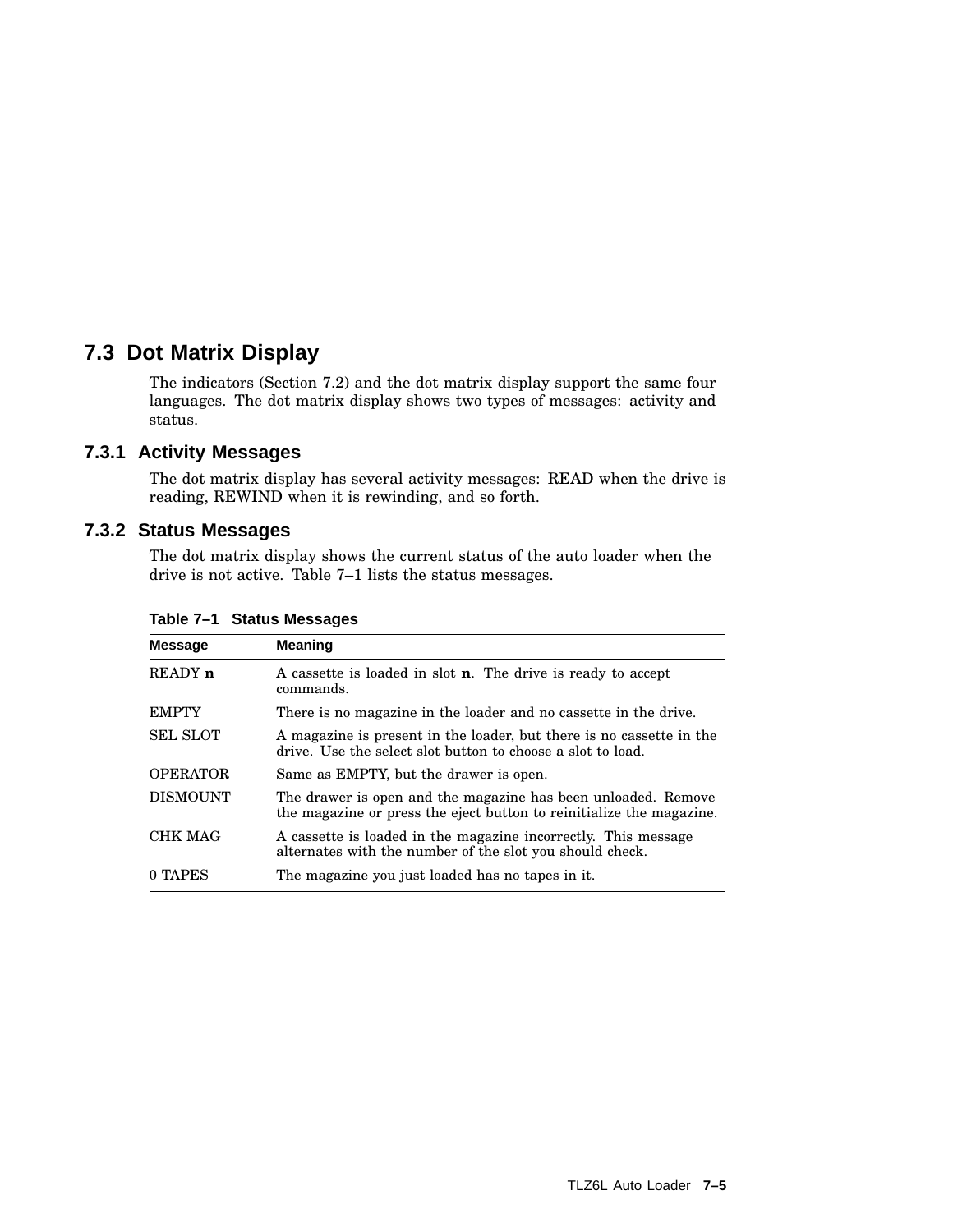## 7.3 Dot Matrix Display

The indicators (Section 7.2) and the dot matrix display support the same four languages. The dot matrix display shows two types of messages: activity and status.

### 7.3.1 Activity Messages

The dot matrix display has several activity messages: READ when the drive is reading, REWIND when it is rewinding, and so forth.

### 7.3.2 Status Messages

The dot matrix display shows the current status of the auto loader when the drive is not active. Table 7–1 lists the status messages.

**Table 7–1 Status Messages**

| Message | Meaning |
|---|---|
| READY **n** | A cassette is loaded in slot **n**. The drive is ready to accept commands. |
| EMPTY | There is no magazine in the loader and no cassette in the drive. |
| SEL SLOT | A magazine is present in the loader, but there is no cassette in the drive. Use the select slot button to choose a slot to load. |
| OPERATOR | Same as EMPTY, but the drawer is open. |
| DISMOUNT | The drawer is open and the magazine has been unloaded. Remove the magazine or press the eject button to reinitialize the magazine. |
| CHK MAG | A cassette is loaded in the magazine incorrectly. This message alternates with the number of the slot you should check. |
| 0 TAPES | The magazine you just loaded has no tapes in it. |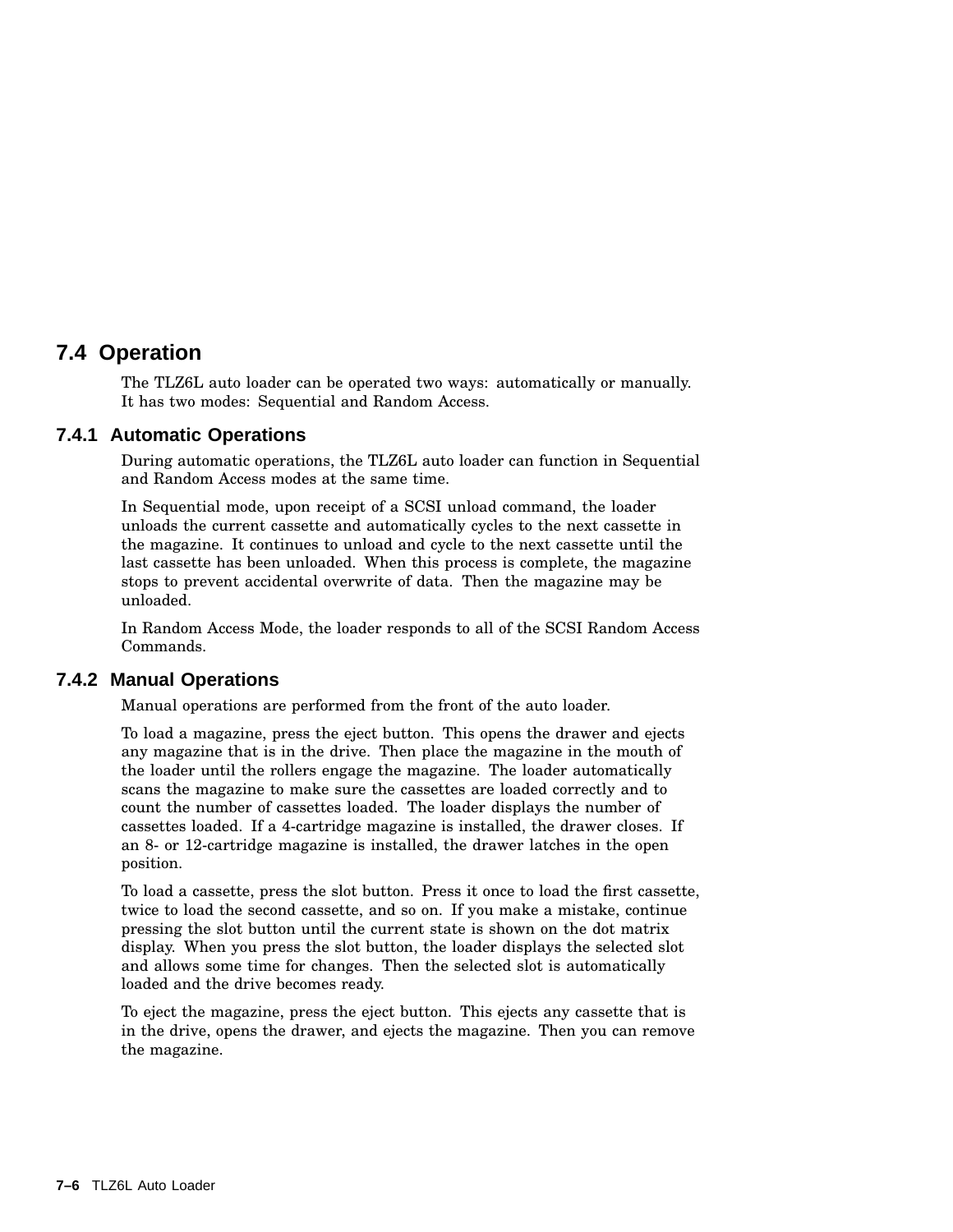## 7.4 Operation

The TLZ6L auto loader can be operated two ways: automatically or manually. It has two modes: Sequential and Random Access.

### 7.4.1 Automatic Operations

During automatic operations, the TLZ6L auto loader can function in Sequential and Random Access modes at the same time.

In Sequential mode, upon receipt of a SCSI unload command, the loader unloads the current cassette and automatically cycles to the next cassette in the magazine. It continues to unload and cycle to the next cassette until the last cassette has been unloaded. When this process is complete, the magazine stops to prevent accidental overwrite of data. Then the magazine may be unloaded.

In Random Access Mode, the loader responds to all of the SCSI Random Access Commands.

### 7.4.2 Manual Operations

Manual operations are performed from the front of the auto loader.

To load a magazine, press the eject button. This opens the drawer and ejects any magazine that is in the drive. Then place the magazine in the mouth of the loader until the rollers engage the magazine. The loader automatically scans the magazine to make sure the cassettes are loaded correctly and to count the number of cassettes loaded. The loader displays the number of cassettes loaded. If a 4-cartridge magazine is installed, the drawer closes. If an 8- or 12-cartridge magazine is installed, the drawer latches in the open position.

To load a cassette, press the slot button. Press it once to load the first cassette, twice to load the second cassette, and so on. If you make a mistake, continue pressing the slot button until the current state is shown on the dot matrix display. When you press the slot button, the loader displays the selected slot and allows some time for changes. Then the selected slot is automatically loaded and the drive becomes ready.

To eject the magazine, press the eject button. This ejects any cassette that is in the drive, opens the drawer, and ejects the magazine. Then you can remove the magazine.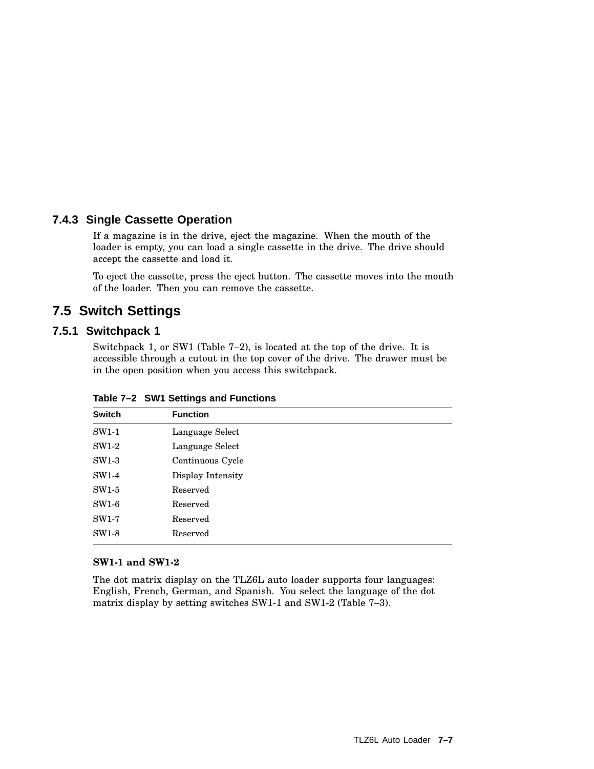### 7.4.3 Single Cassette Operation

If a magazine is in the drive, eject the magazine. When the mouth of the loader is empty, you can load a single cassette in the drive. The drive should accept the cassette and load it.

To eject the cassette, press the eject button. The cassette moves into the mouth of the loader. Then you can remove the cassette.

## 7.5 Switch Settings

### 7.5.1 Switchpack 1

Switchpack 1, or SW1 (Table 7–2), is located at the top of the drive. It is accessible through a cutout in the top cover of the drive. The drawer must be in the open position when you access this switchpack.

**Table 7–2 SW1 Settings and Functions**

| Switch | Function |
|---|---|
| SW1-1 | Language Select |
| SW1-2 | Language Select |
| SW1-3 | Continuous Cycle |
| SW1-4 | Display Intensity |
| SW1-5 | Reserved |
| SW1-6 | Reserved |
| SW1-7 | Reserved |
| SW1-8 | Reserved |

**SW1-1 and SW1-2**

The dot matrix display on the TLZ6L auto loader supports four languages: English, French, German, and Spanish. You select the language of the dot matrix display by setting switches SW1-1 and SW1-2 (Table 7–3).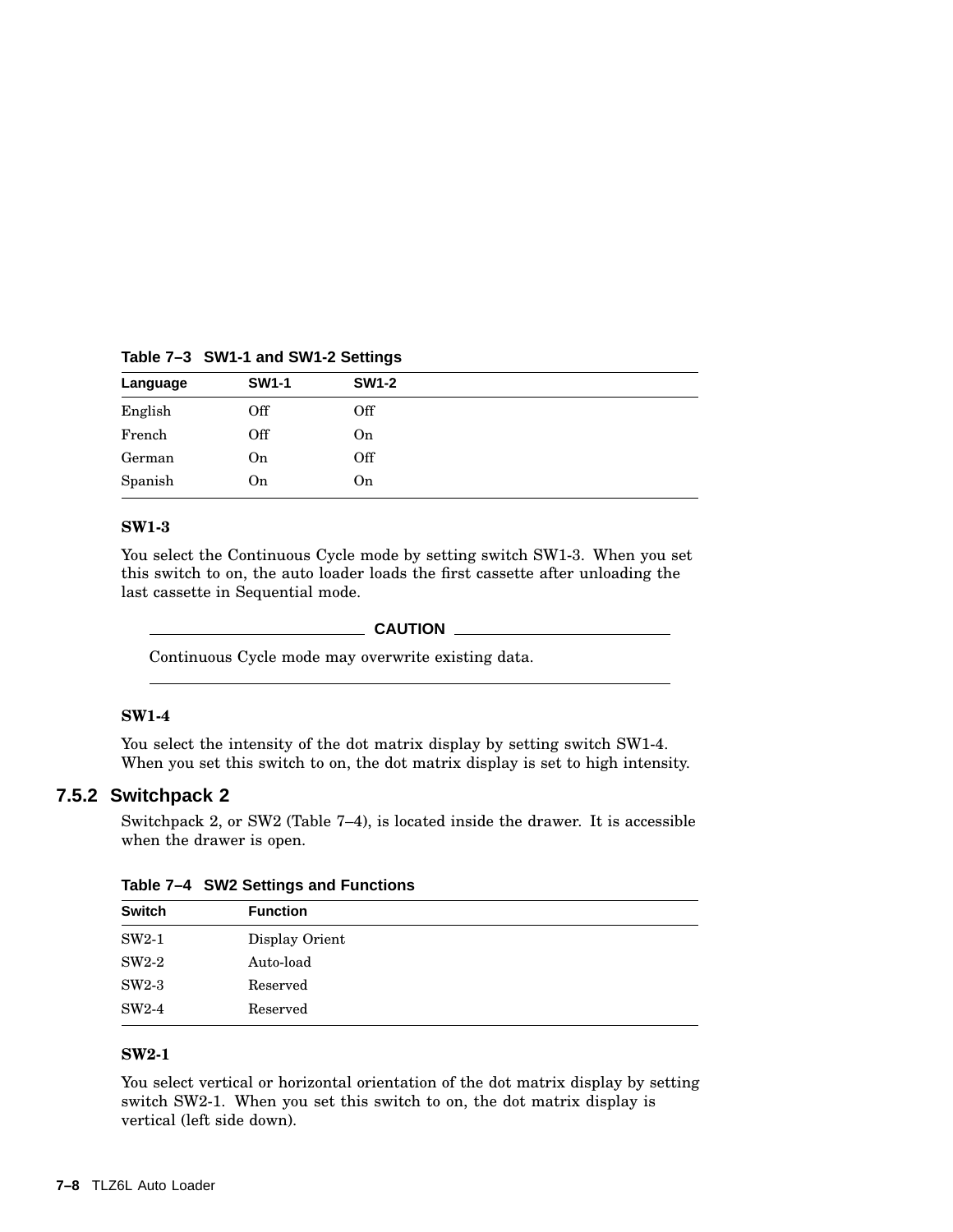**Table 7–3 SW1-1 and SW1-2 Settings**

| Language | SW1-1 | SW1-2 |
|---|---|---|
| English | Off | Off |
| French | Off | On |
| German | On | Off |
| Spanish | On | On |

**SW1-3**

You select the Continuous Cycle mode by setting switch SW1-3. When you set this switch to on, the auto loader loads the first cassette after unloading the last cassette in Sequential mode.

**CAUTION**

Continuous Cycle mode may overwrite existing data.

**SW1-4**

You select the intensity of the dot matrix display by setting switch SW1-4. When you set this switch to on, the dot matrix display is set to high intensity.

### 7.5.2 Switchpack 2

Switchpack 2, or SW2 (Table 7–4), is located inside the drawer. It is accessible when the drawer is open.

**Table 7–4 SW2 Settings and Functions**

| Switch | Function |
|---|---|
| SW2-1 | Display Orient |
| SW2-2 | Auto-load |
| SW2-3 | Reserved |
| SW2-4 | Reserved |

**SW2-1**

You select vertical or horizontal orientation of the dot matrix display by setting switch SW2-1. When you set this switch to on, the dot matrix display is vertical (left side down).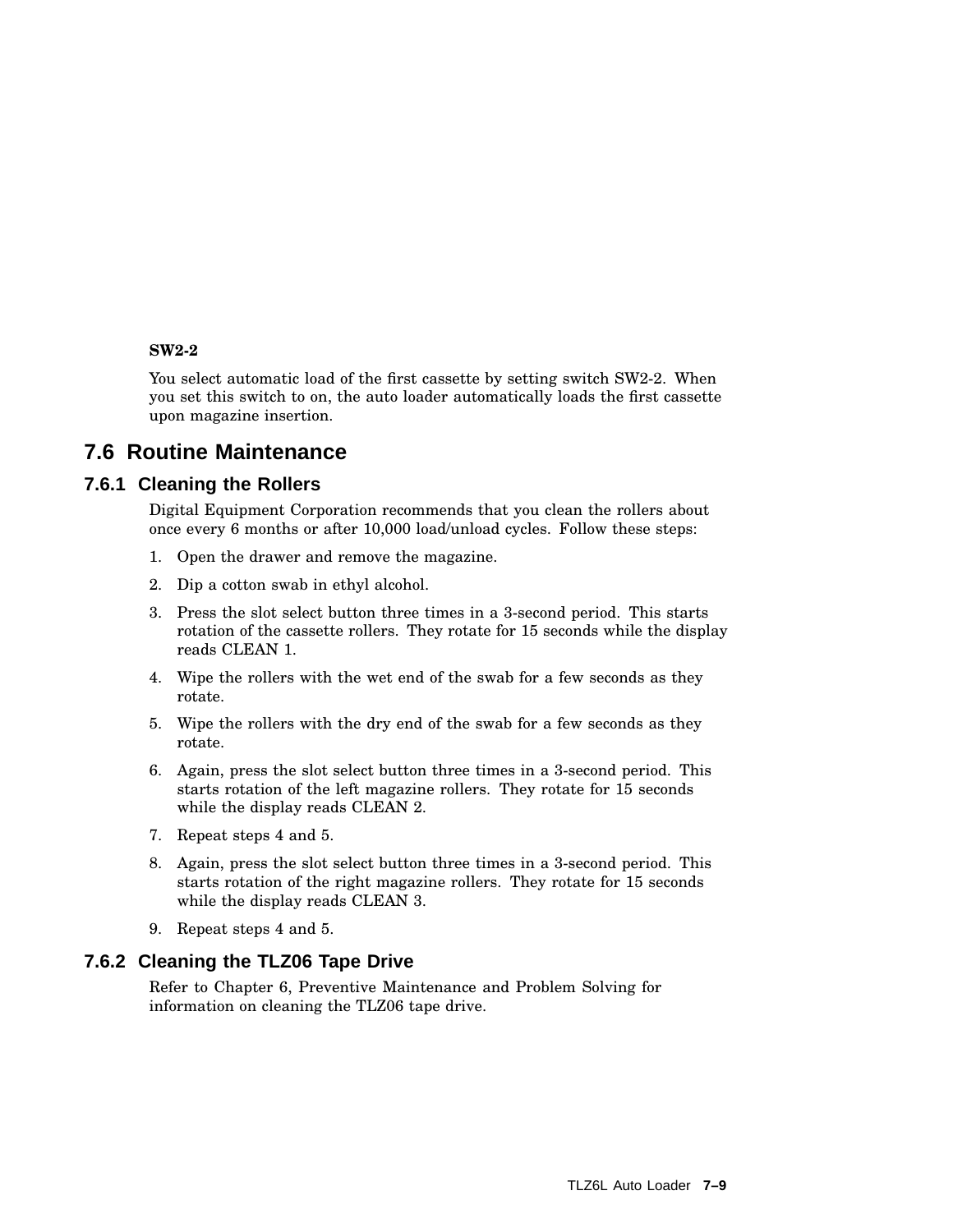**SW2-2**

You select automatic load of the first cassette by setting switch SW2-2. When you set this switch to on, the auto loader automatically loads the first cassette upon magazine insertion.

## 7.6 Routine Maintenance

### 7.6.1 Cleaning the Rollers

Digital Equipment Corporation recommends that you clean the rollers about once every 6 months or after 10,000 load/unload cycles. Follow these steps:

1. Open the drawer and remove the magazine.
2. Dip a cotton swab in ethyl alcohol.
3. Press the slot select button three times in a 3-second period. This starts rotation of the cassette rollers. They rotate for 15 seconds while the display reads CLEAN 1.
4. Wipe the rollers with the wet end of the swab for a few seconds as they rotate.
5. Wipe the rollers with the dry end of the swab for a few seconds as they rotate.
6. Again, press the slot select button three times in a 3-second period. This starts rotation of the left magazine rollers. They rotate for 15 seconds while the display reads CLEAN 2.
7. Repeat steps 4 and 5.
8. Again, press the slot select button three times in a 3-second period. This starts rotation of the right magazine rollers. They rotate for 15 seconds while the display reads CLEAN 3.
9. Repeat steps 4 and 5.

### 7.6.2 Cleaning the TLZ06 Tape Drive

Refer to Chapter 6, Preventive Maintenance and Problem Solving for information on cleaning the TLZ06 tape drive.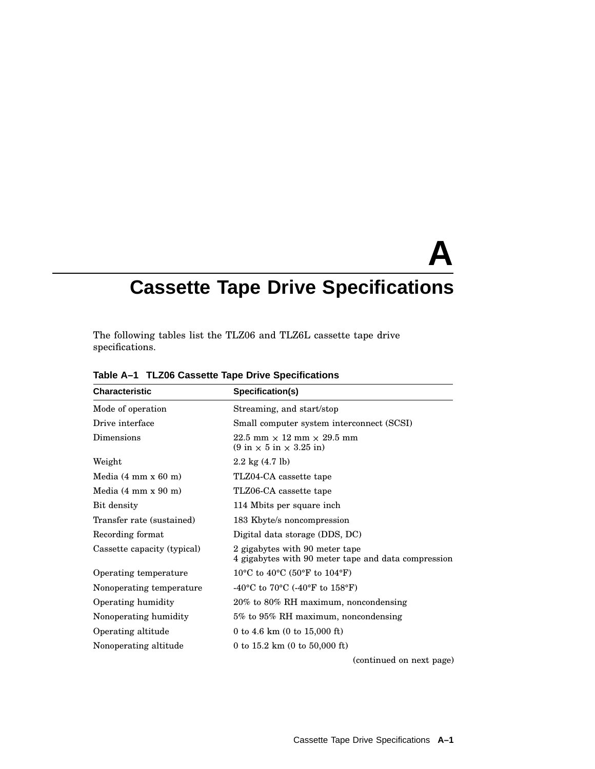# A Cassette Tape Drive Specifications

The following tables list the TLZ06 and TLZ6L cassette tape drive specifications.

**Table A–1 TLZ06 Cassette Tape Drive Specifications**

| Characteristic | Specification(s) |
|---|---|
| Mode of operation | Streaming, and start/stop |
| Drive interface | Small computer system interconnect (SCSI) |
| Dimensions | 22.5 mm × 12 mm × 29.5 mm<br>(9 in × 5 in × 3.25 in) |
| Weight | 2.2 kg (4.7 lb) |
| Media (4 mm x 60 m) | TLZ04-CA cassette tape |
| Media (4 mm x 90 m) | TLZ06-CA cassette tape |
| Bit density | 114 Mbits per square inch |
| Transfer rate (sustained) | 183 Kbyte/s noncompression |
| Recording format | Digital data storage (DDS, DC) |
| Cassette capacity (typical) | 2 gigabytes with 90 meter tape<br>4 gigabytes with 90 meter tape and data compression |
| Operating temperature | 10°C to 40°C (50°F to 104°F) |
| Nonoperating temperature | -40°C to 70°C (-40°F to 158°F) |
| Operating humidity | 20% to 80% RH maximum, noncondensing |
| Nonoperating humidity | 5% to 95% RH maximum, noncondensing |
| Operating altitude | 0 to 4.6 km (0 to 15,000 ft) |
| Nonoperating altitude | 0 to 15.2 km (0 to 50,000 ft) |

(continued on next page)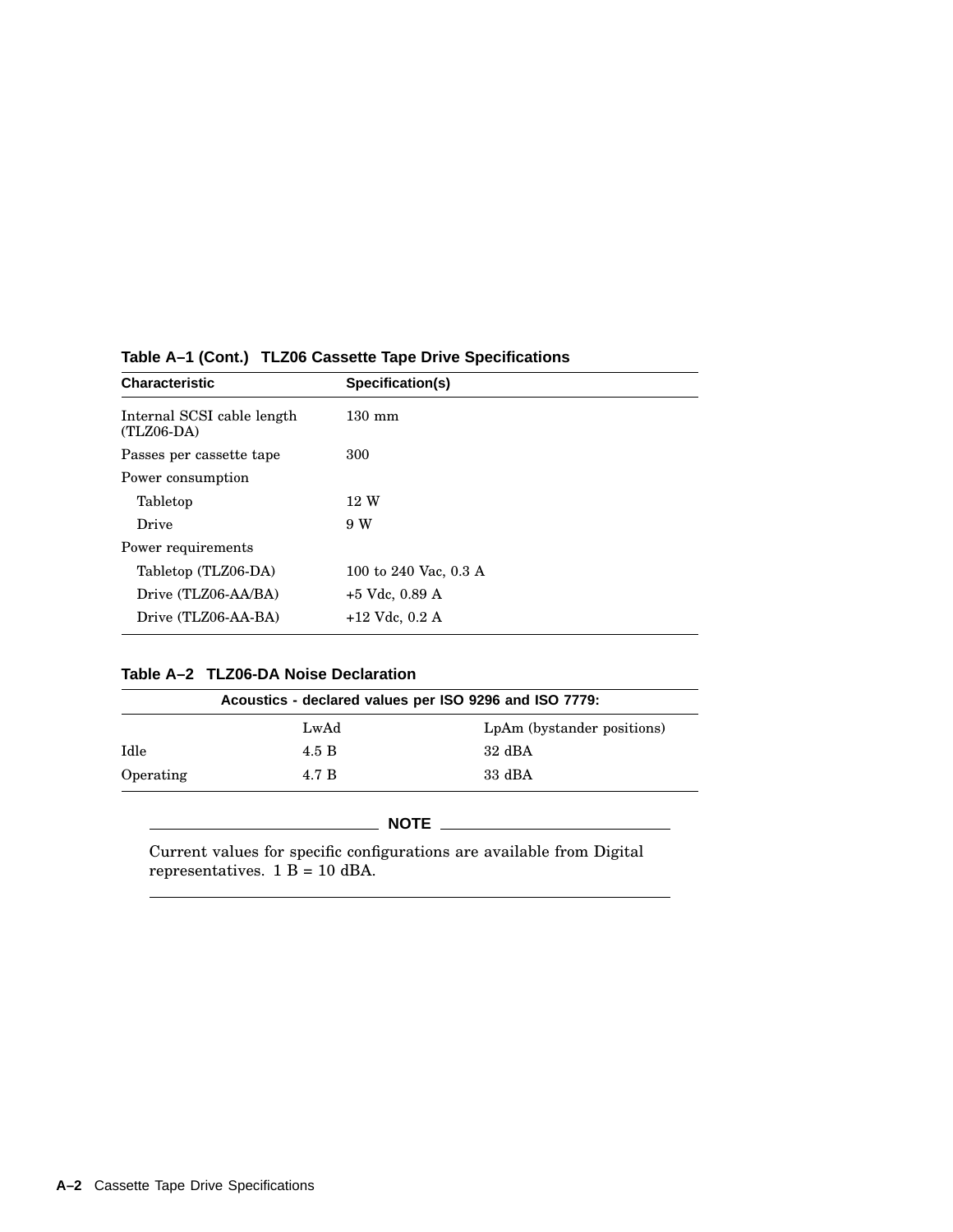**Table A–1 (Cont.) TLZ06 Cassette Tape Drive Specifications**

| Characteristic | Specification(s) |
|---|---|
| Internal SCSI cable length (TLZ06-DA) | 130 mm |
| Passes per cassette tape | 300 |
| Power consumption | |
| Tabletop | 12 W |
| Drive | 9 W |
| Power requirements | |
| Tabletop (TLZ06-DA) | 100 to 240 Vac, 0.3 A |
| Drive (TLZ06-AA/BA) | +5 Vdc, 0.89 A |
| Drive (TLZ06-AA-BA) | +12 Vdc, 0.2 A |

**Table A–2 TLZ06-DA Noise Declaration**

| Acoustics - declared values per ISO 9296 and ISO 7779: | | |
|---|---|---|
| | LwAd | LpAm (bystander positions) |
| Idle | 4.5 B | 32 dBA |
| Operating | 4.7 B | 33 dBA |

**NOTE**

Current values for specific configurations are available from Digital representatives. 1 B = 10 dBA.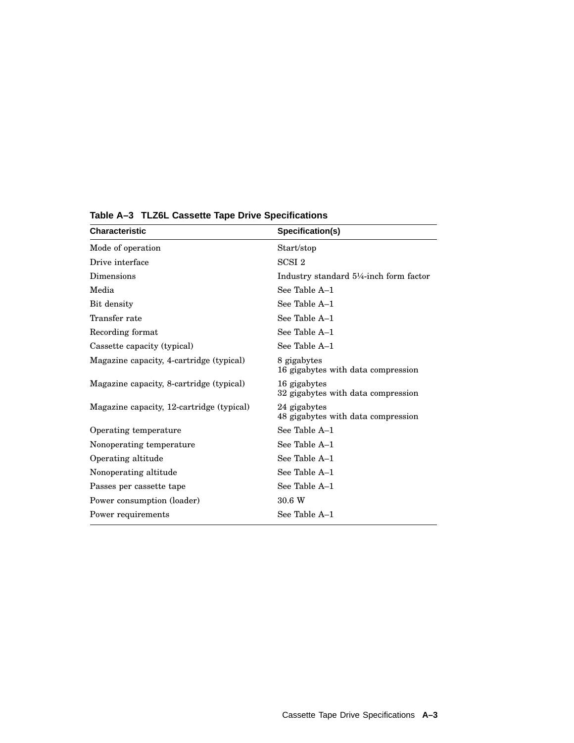**Table A–3 TLZ6L Cassette Tape Drive Specifications**

| Characteristic | Specification(s) |
|---|---|
| Mode of operation | Start/stop |
| Drive interface | SCSI 2 |
| Dimensions | Industry standard 5¼-inch form factor |
| Media | See Table A–1 |
| Bit density | See Table A–1 |
| Transfer rate | See Table A–1 |
| Recording format | See Table A–1 |
| Cassette capacity (typical) | See Table A–1 |
| Magazine capacity, 4-cartridge (typical) | 8 gigabytes<br>16 gigabytes with data compression |
| Magazine capacity, 8-cartridge (typical) | 16 gigabytes<br>32 gigabytes with data compression |
| Magazine capacity, 12-cartridge (typical) | 24 gigabytes<br>48 gigabytes with data compression |
| Operating temperature | See Table A–1 |
| Nonoperating temperature | See Table A–1 |
| Operating altitude | See Table A–1 |
| Nonoperating altitude | See Table A–1 |
| Passes per cassette tape | See Table A–1 |
| Power consumption (loader) | 30.6 W |
| Power requirements | See Table A–1 |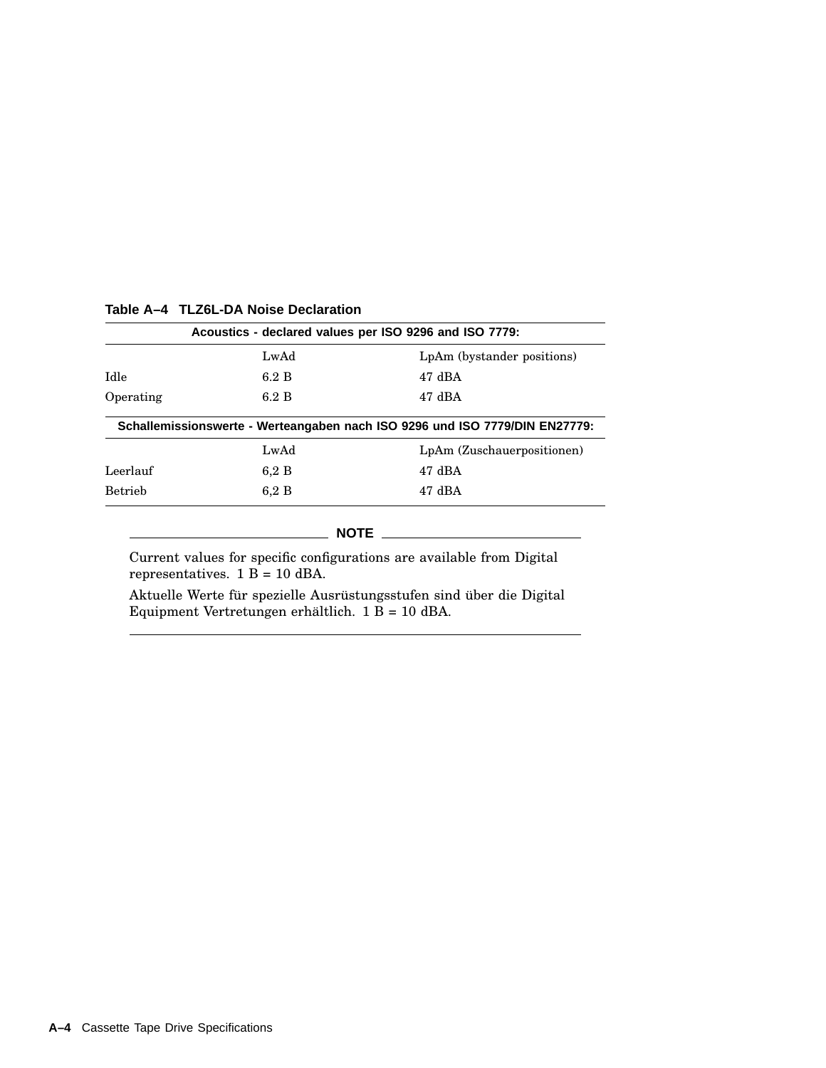**Table A–4 TLZ6L-DA Noise Declaration**

| Acoustics - declared values per ISO 9296 and ISO 7779: | | |
|---|---|---|
| | LwAd | LpAm (bystander positions) |
| Idle | 6.2 B | 47 dBA |
| Operating | 6.2 B | 47 dBA |
| **Schallemissionswerte - Werteangaben nach ISO 9296 und ISO 7779/DIN EN27779:** | | |
| | LwAd | LpAm (Zuschauerpositionen) |
| Leerlauf | 6,2 B | 47 dBA |
| Betrieb | 6,2 B | 47 dBA |

**NOTE**

Current values for specific configurations are available from Digital representatives. 1 B = 10 dBA.

Aktuelle Werte für spezielle Ausrüstungsstufen sind über die Digital Equipment Vertretungen erhältlich. 1 B = 10 dBA.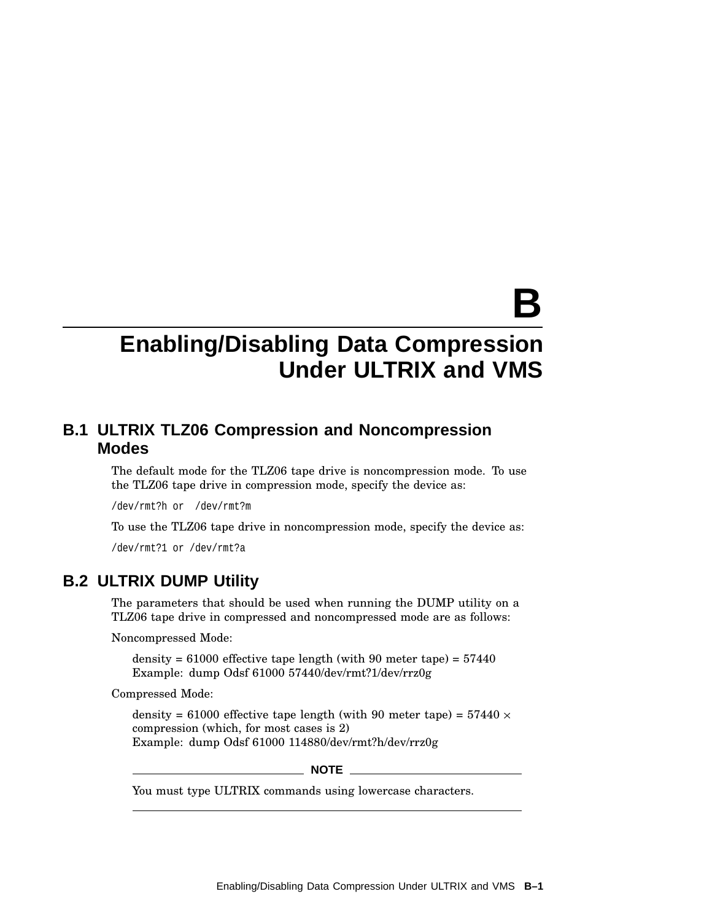# B Enabling/Disabling Data Compression Under ULTRIX and VMS

## B.1 ULTRIX TLZ06 Compression and Noncompression Modes

The default mode for the TLZ06 tape drive is noncompression mode. To use the TLZ06 tape drive in compression mode, specify the device as:

```
/dev/rmt?h or  /dev/rmt?m
```

To use the TLZ06 tape drive in noncompression mode, specify the device as:

```
/dev/rmt?1 or /dev/rmt?a
```

## B.2 ULTRIX DUMP Utility

The parameters that should be used when running the DUMP utility on a TLZ06 tape drive in compressed and noncompressed mode are as follows:

Noncompressed Mode:

density = 61000 effective tape length (with 90 meter tape) = 57440
Example: dump Odsf 61000 57440/dev/rmt?1/dev/rrz0g

Compressed Mode:

density = 61000 effective tape length (with 90 meter tape) = 57440 × compression (which, for most cases is 2)
Example: dump Odsf 61000 114880/dev/rmt?h/dev/rrz0g

**NOTE**

You must type ULTRIX commands using lowercase characters.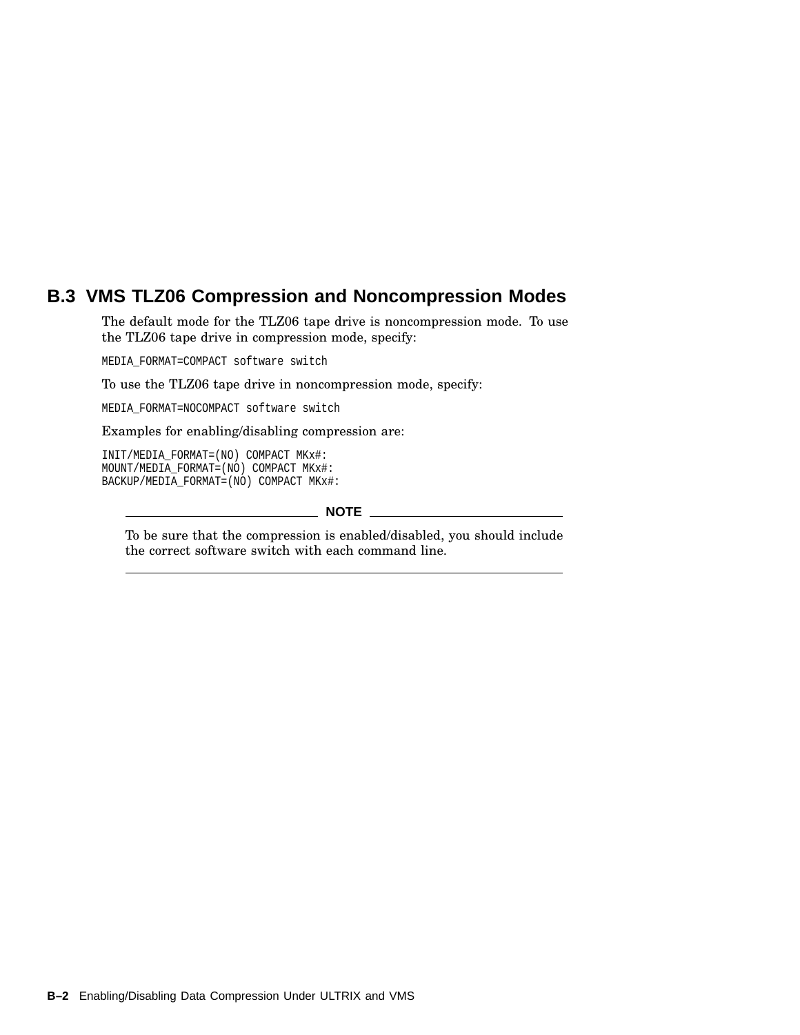## B.3 VMS TLZ06 Compression and Noncompression Modes

The default mode for the TLZ06 tape drive is noncompression mode. To use the TLZ06 tape drive in compression mode, specify:

```
MEDIA_FORMAT=COMPACT software switch
```

To use the TLZ06 tape drive in noncompression mode, specify:

```
MEDIA_FORMAT=NOCOMPACT software switch
```

Examples for enabling/disabling compression are:

```
INIT/MEDIA_FORMAT=(NO) COMPACT MKx#:
MOUNT/MEDIA_FORMAT=(NO) COMPACT MKx#:
BACKUP/MEDIA_FORMAT=(NO) COMPACT MKx#:
```

---

**NOTE**

To be sure that the compression is enabled/disabled, you should include the correct software switch with each command line.

---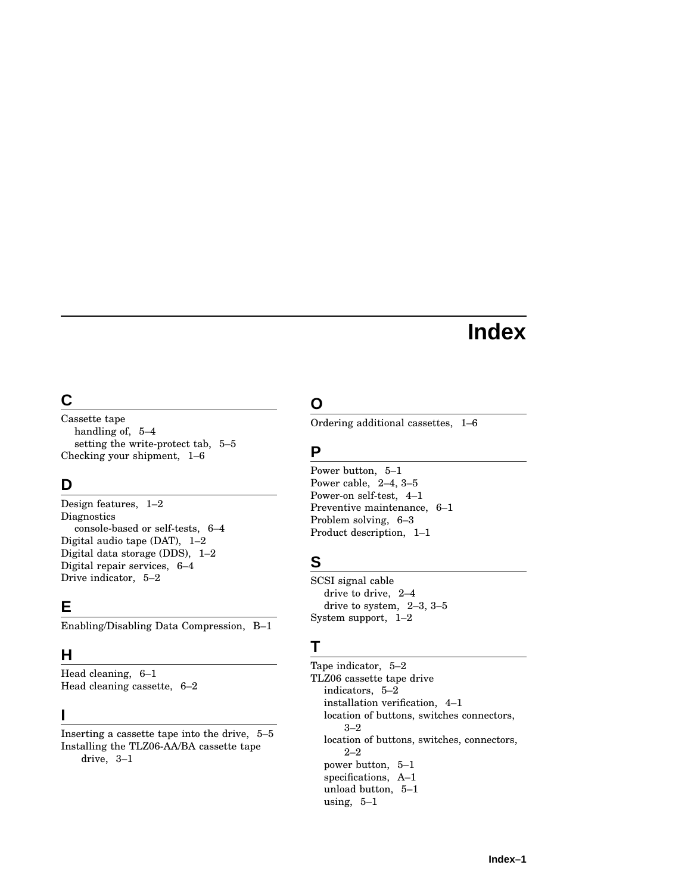# Index

## C

Cassette tape
- handling of, 5–4
- setting the write-protect tab, 5–5

Checking your shipment, 1–6

## D

Design features, 1–2

Diagnostics
- console-based or self-tests, 6–4

Digital audio tape (DAT), 1–2

Digital data storage (DDS), 1–2

Digital repair services, 6–4

Drive indicator, 5–2

## E

Enabling/Disabling Data Compression, B–1

## H

Head cleaning, 6–1

Head cleaning cassette, 6–2

## I

Inserting a cassette tape into the drive, 5–5

Installing the TLZ06-AA/BA cassette tape drive, 3–1

## O

Ordering additional cassettes, 1–6

## P

Power button, 5–1

Power cable, 2–4, 3–5

Power-on self-test, 4–1

Preventive maintenance, 6–1

Problem solving, 6–3

Product description, 1–1

## S

SCSI signal cable
- drive to drive, 2–4
- drive to system, 2–3, 3–5

System support, 1–2

## T

Tape indicator, 5–2

TLZ06 cassette tape drive
- indicators, 5–2
- installation verification, 4–1
- location of buttons, switches connectors, 3–2
- location of buttons, switches, connectors, 2–2
- power button, 5–1
- specifications, A–1
- unload button, 5–1
- using, 5–1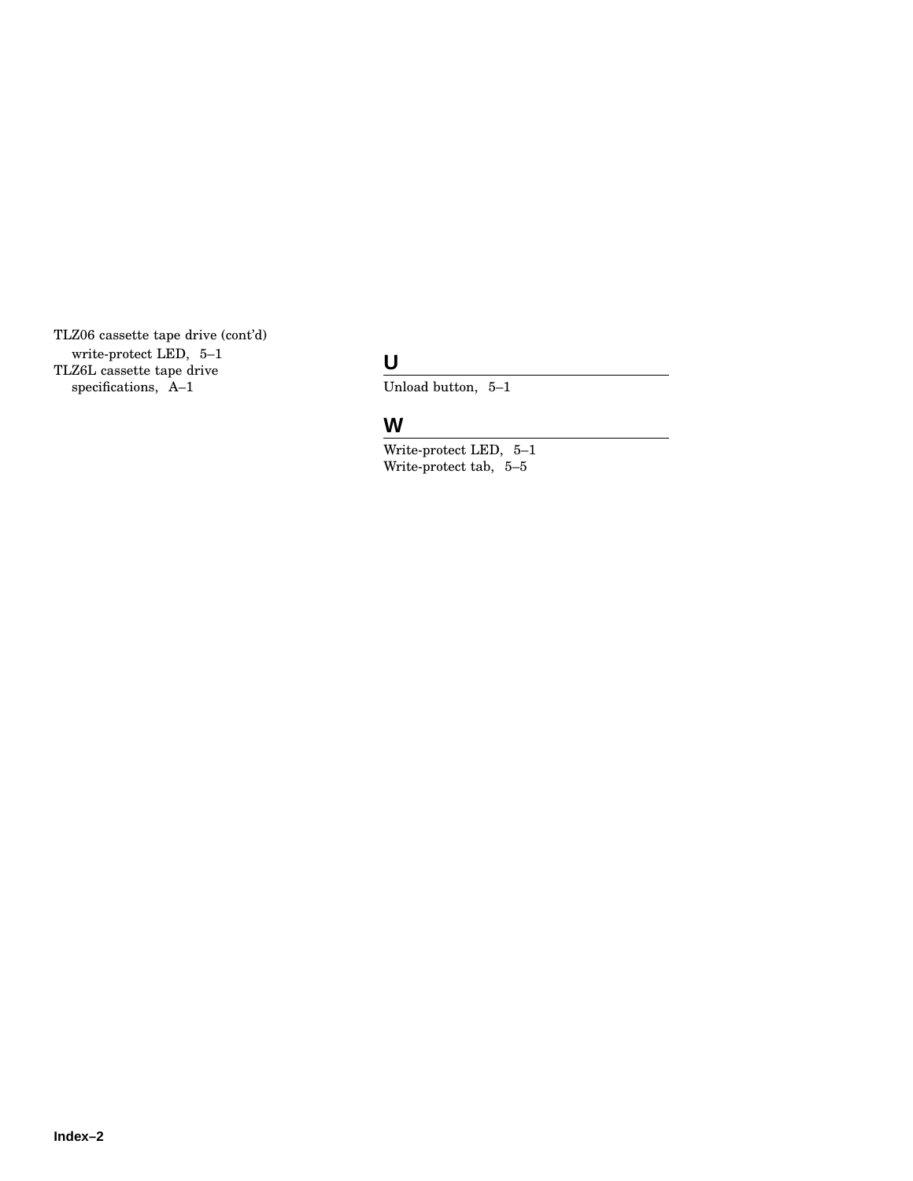TLZ06 cassette tape drive (cont'd)
  write-protect LED, 5–1
TLZ6L cassette tape drive
  specifications, A–1

## U

Unload button, 5–1

## W

Write-protect LED, 5–1
Write-protect tab, 5–5